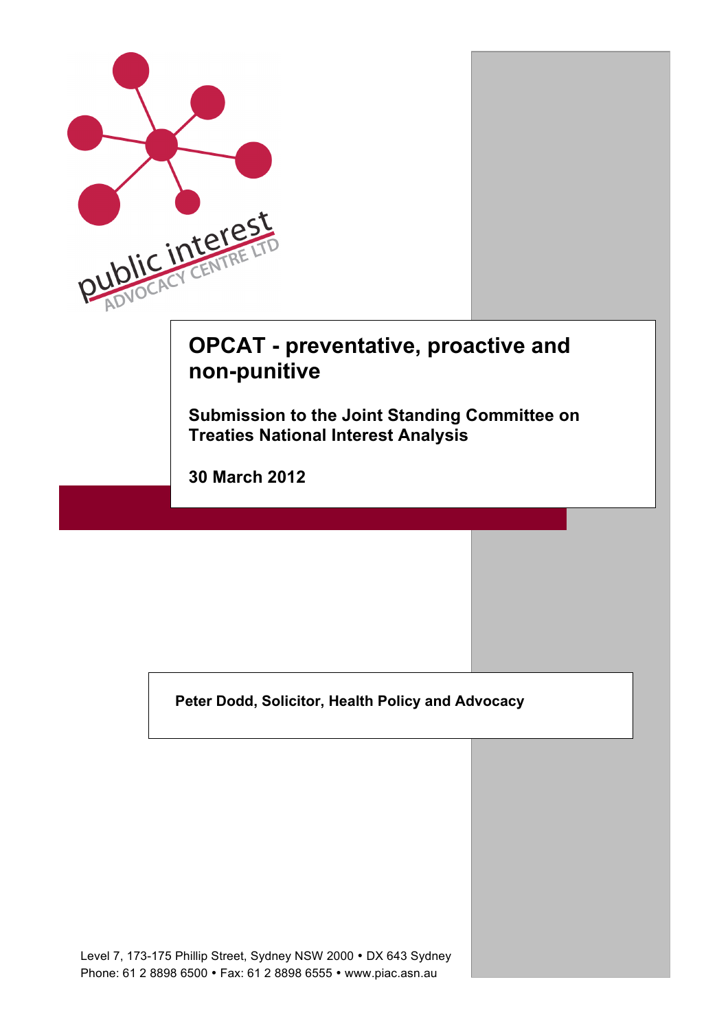# OPCAT - preventative, proactive and non-punitive

## Submission to the Joint Standing Committee on Treaties National Interest Analysis

**30 March 2012**

**Peter Dodd, Solicitor, Health Policy and Advocacy**

Level 7, 173-175 Phillip Street, Sydney NSW 2000 • DX 643 Sydney
Phone: 61 2 8898 6500 • Fax: 61 2 8898 6555 • www.piac.asn.au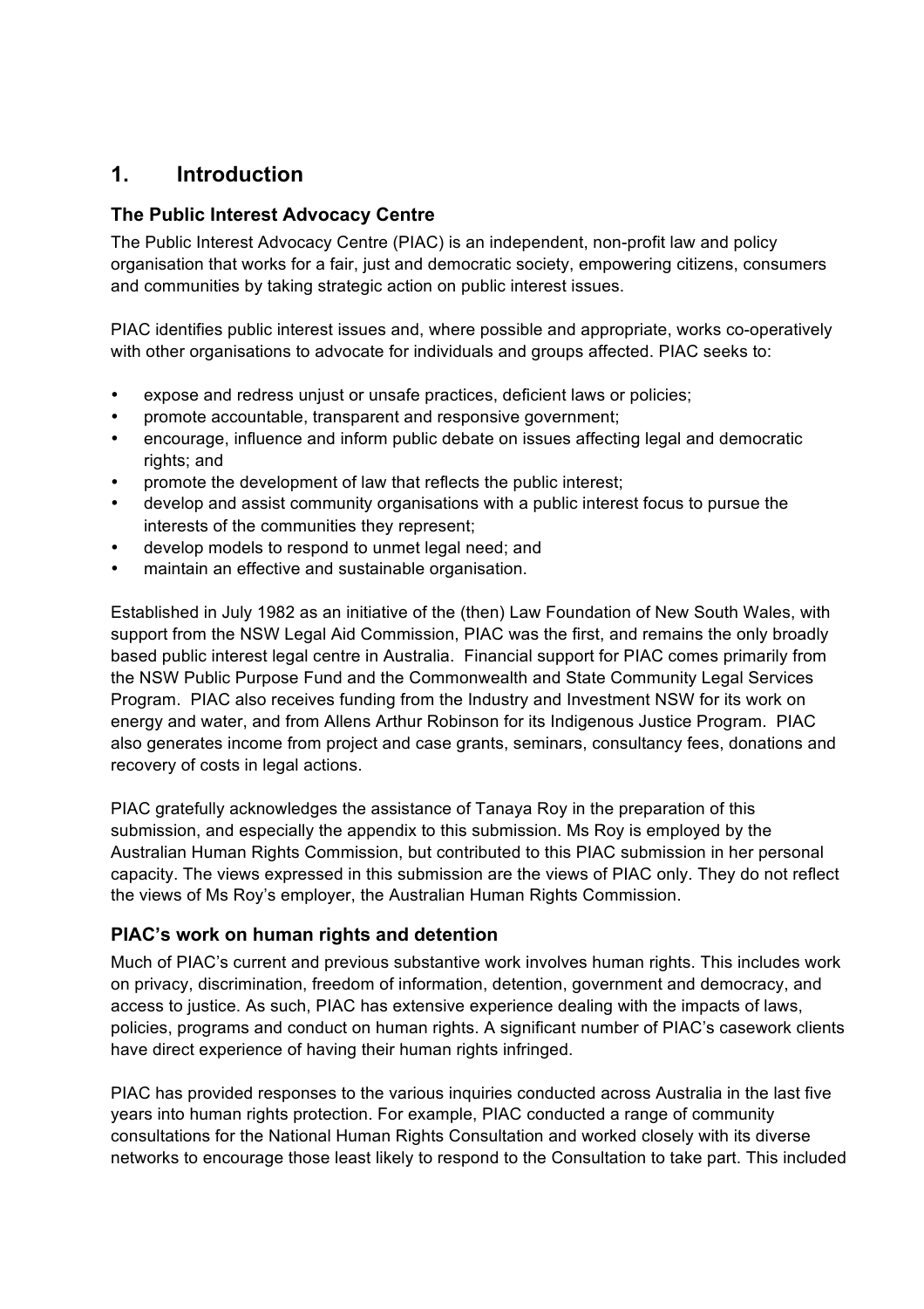# 1. Introduction

## The Public Interest Advocacy Centre

The Public Interest Advocacy Centre (PIAC) is an independent, non-profit law and policy organisation that works for a fair, just and democratic society, empowering citizens, consumers and communities by taking strategic action on public interest issues.

PIAC identifies public interest issues and, where possible and appropriate, works co-operatively with other organisations to advocate for individuals and groups affected. PIAC seeks to:

- expose and redress unjust or unsafe practices, deficient laws or policies;
- promote accountable, transparent and responsive government;
- encourage, influence and inform public debate on issues affecting legal and democratic rights; and
- promote the development of law that reflects the public interest;
- develop and assist community organisations with a public interest focus to pursue the interests of the communities they represent;
- develop models to respond to unmet legal need; and
- maintain an effective and sustainable organisation.

Established in July 1982 as an initiative of the (then) Law Foundation of New South Wales, with support from the NSW Legal Aid Commission, PIAC was the first, and remains the only broadly based public interest legal centre in Australia. Financial support for PIAC comes primarily from the NSW Public Purpose Fund and the Commonwealth and State Community Legal Services Program. PIAC also receives funding from the Industry and Investment NSW for its work on energy and water, and from Allens Arthur Robinson for its Indigenous Justice Program. PIAC also generates income from project and case grants, seminars, consultancy fees, donations and recovery of costs in legal actions.

PIAC gratefully acknowledges the assistance of Tanaya Roy in the preparation of this submission, and especially the appendix to this submission. Ms Roy is employed by the Australian Human Rights Commission, but contributed to this PIAC submission in her personal capacity. The views expressed in this submission are the views of PIAC only. They do not reflect the views of Ms Roy's employer, the Australian Human Rights Commission.

## PIAC's work on human rights and detention

Much of PIAC's current and previous substantive work involves human rights. This includes work on privacy, discrimination, freedom of information, detention, government and democracy, and access to justice. As such, PIAC has extensive experience dealing with the impacts of laws, policies, programs and conduct on human rights. A significant number of PIAC's casework clients have direct experience of having their human rights infringed.

PIAC has provided responses to the various inquiries conducted across Australia in the last five years into human rights protection. For example, PIAC conducted a range of community consultations for the National Human Rights Consultation and worked closely with its diverse networks to encourage those least likely to respond to the Consultation to take part. This included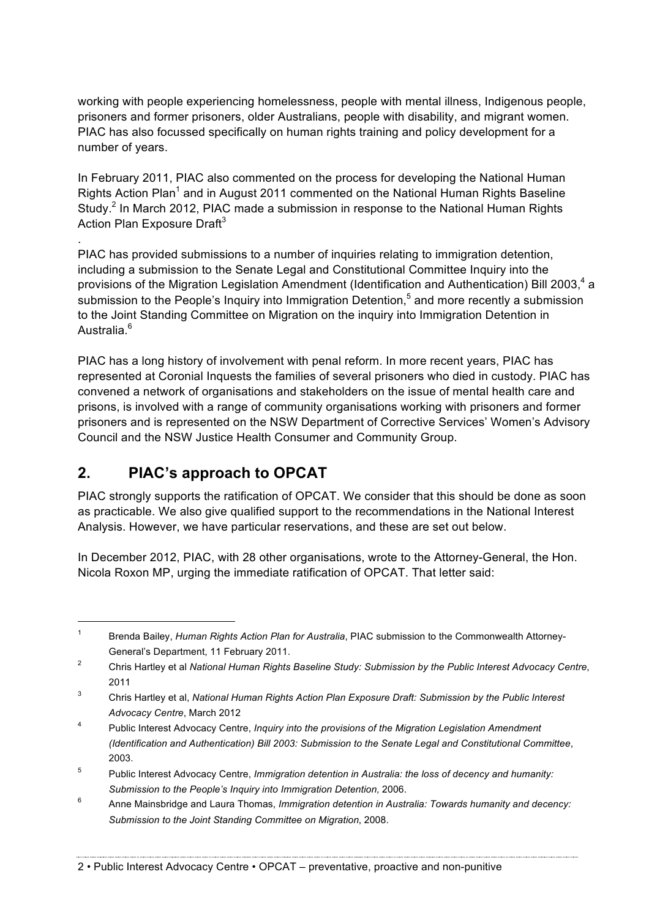working with people experiencing homelessness, people with mental illness, Indigenous people, prisoners and former prisoners, older Australians, people with disability, and migrant women. PIAC has also focussed specifically on human rights training and policy development for a number of years.

In February 2011, PIAC also commented on the process for developing the National Human Rights Action Plan[1] and in August 2011 commented on the National Human Rights Baseline Study.[2] In March 2012, PIAC made a submission in response to the National Human Rights Action Plan Exposure Draft[3]

.

PIAC has provided submissions to a number of inquiries relating to immigration detention, including a submission to the Senate Legal and Constitutional Committee Inquiry into the provisions of the Migration Legislation Amendment (Identification and Authentication) Bill 2003,[4] a submission to the People's Inquiry into Immigration Detention,[5] and more recently a submission to the Joint Standing Committee on Migration on the inquiry into Immigration Detention in Australia.[6]

PIAC has a long history of involvement with penal reform. In more recent years, PIAC has represented at Coronial Inquests the families of several prisoners who died in custody. PIAC has convened a network of organisations and stakeholders on the issue of mental health care and prisons, is involved with a range of community organisations working with prisoners and former prisoners and is represented on the NSW Department of Corrective Services' Women's Advisory Council and the NSW Justice Health Consumer and Community Group.

## 2. PIAC's approach to OPCAT

PIAC strongly supports the ratification of OPCAT. We consider that this should be done as soon as practicable. We also give qualified support to the recommendations in the National Interest Analysis. However, we have particular reservations, and these are set out below.

In December 2012, PIAC, with 28 other organisations, wrote to the Attorney-General, the Hon. Nicola Roxon MP, urging the immediate ratification of OPCAT. That letter said:

---

[1] Brenda Bailey, *Human Rights Action Plan for Australia*, PIAC submission to the Commonwealth Attorney-General's Department, 11 February 2011.

[2] Chris Hartley et al *National Human Rights Baseline Study: Submission by the Public Interest Advocacy Centre*, 2011

[3] Chris Hartley et al, *National Human Rights Action Plan Exposure Draft: Submission by the Public Interest Advocacy Centre*, March 2012

[4] Public Interest Advocacy Centre, *Inquiry into the provisions of the Migration Legislation Amendment (Identification and Authentication) Bill 2003: Submission to the Senate Legal and Constitutional Committee*, 2003.

[5] Public Interest Advocacy Centre, *Immigration detention in Australia: the loss of decency and humanity: Submission to the People's Inquiry into Immigration Detention,* 2006.

[6] Anne Mainsbridge and Laura Thomas, *Immigration detention in Australia: Towards humanity and decency: Submission to the Joint Standing Committee on Migration*, 2008.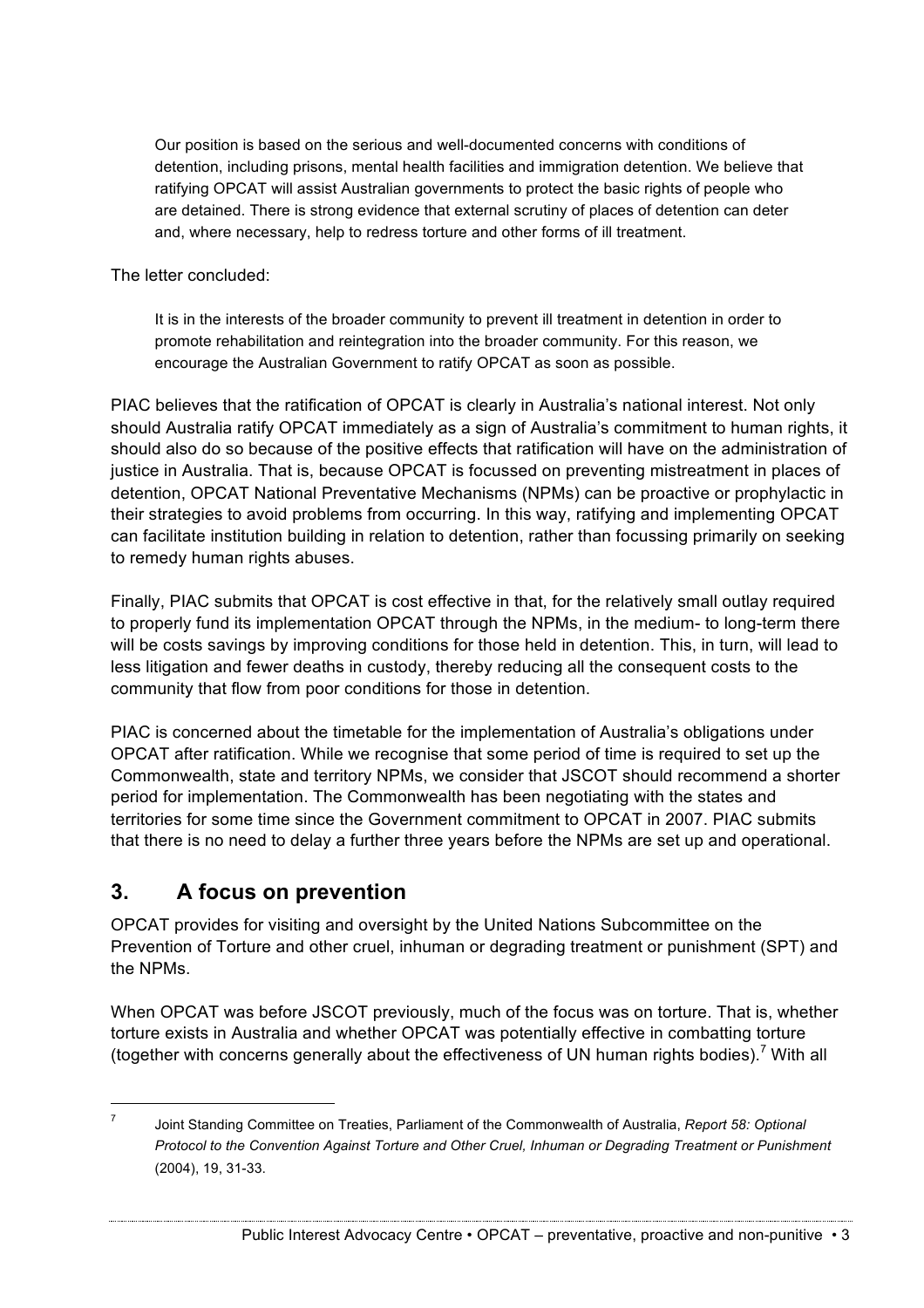> Our position is based on the serious and well-documented concerns with conditions of detention, including prisons, mental health facilities and immigration detention. We believe that ratifying OPCAT will assist Australian governments to protect the basic rights of people who are detained. There is strong evidence that external scrutiny of places of detention can deter and, where necessary, help to redress torture and other forms of ill treatment.

The letter concluded:

> It is in the interests of the broader community to prevent ill treatment in detention in order to promote rehabilitation and reintegration into the broader community. For this reason, we encourage the Australian Government to ratify OPCAT as soon as possible.

PIAC believes that the ratification of OPCAT is clearly in Australia's national interest. Not only should Australia ratify OPCAT immediately as a sign of Australia's commitment to human rights, it should also do so because of the positive effects that ratification will have on the administration of justice in Australia. That is, because OPCAT is focussed on preventing mistreatment in places of detention, OPCAT National Preventative Mechanisms (NPMs) can be proactive or prophylactic in their strategies to avoid problems from occurring. In this way, ratifying and implementing OPCAT can facilitate institution building in relation to detention, rather than focussing primarily on seeking to remedy human rights abuses.

Finally, PIAC submits that OPCAT is cost effective in that, for the relatively small outlay required to properly fund its implementation OPCAT through the NPMs, in the medium- to long-term there will be costs savings by improving conditions for those held in detention. This, in turn, will lead to less litigation and fewer deaths in custody, thereby reducing all the consequent costs to the community that flow from poor conditions for those in detention.

PIAC is concerned about the timetable for the implementation of Australia's obligations under OPCAT after ratification. While we recognise that some period of time is required to set up the Commonwealth, state and territory NPMs, we consider that JSCOT should recommend a shorter period for implementation. The Commonwealth has been negotiating with the states and territories for some time since the Government commitment to OPCAT in 2007. PIAC submits that there is no need to delay a further three years before the NPMs are set up and operational.

## 3. A focus on prevention

OPCAT provides for visiting and oversight by the United Nations Subcommittee on the Prevention of Torture and other cruel, inhuman or degrading treatment or punishment (SPT) and the NPMs.

When OPCAT was before JSCOT previously, much of the focus was on torture. That is, whether torture exists in Australia and whether OPCAT was potentially effective in combatting torture (together with concerns generally about the effectiveness of UN human rights bodies).[7] With all

---

[7] Joint Standing Committee on Treaties, Parliament of the Commonwealth of Australia, *Report 58: Optional Protocol to the Convention Against Torture and Other Cruel, Inhuman or Degrading Treatment or Punishment* (2004), 19, 31-33.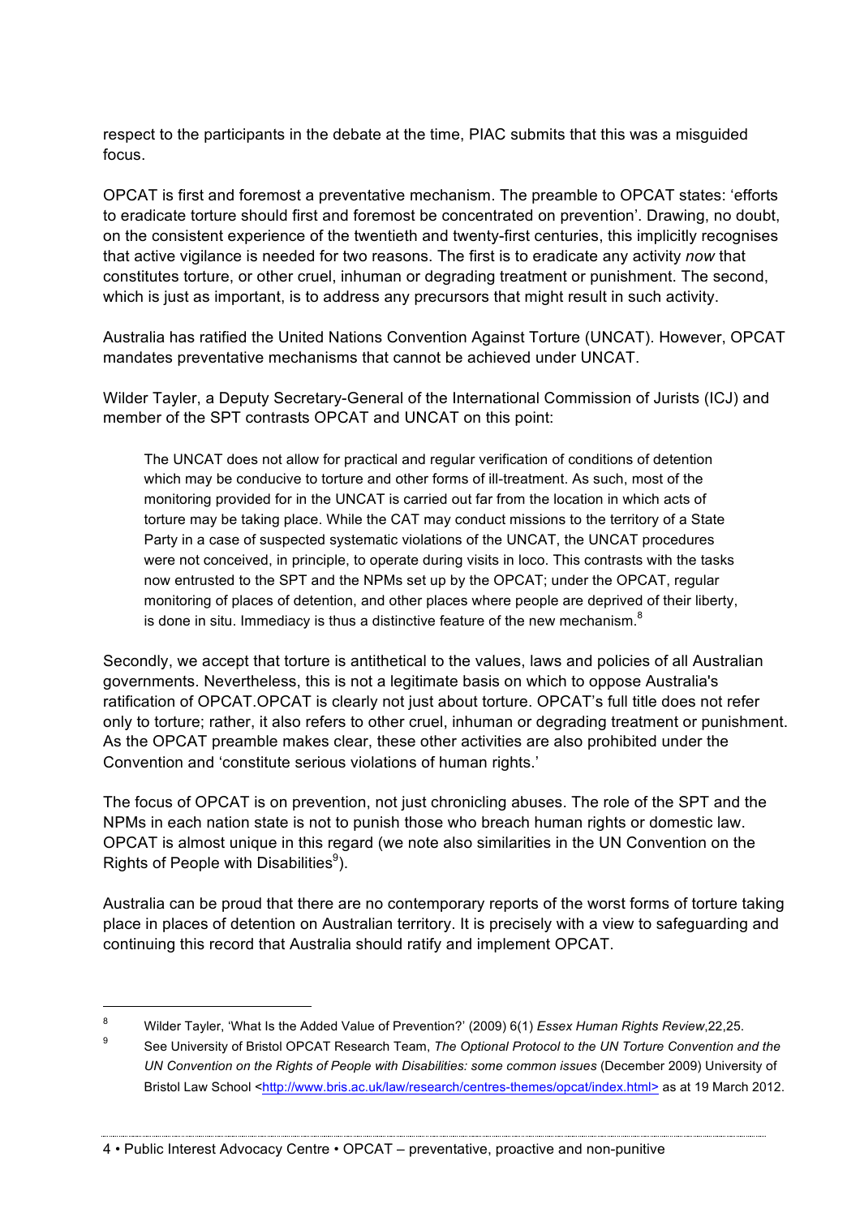respect to the participants in the debate at the time, PIAC submits that this was a misguided focus.

OPCAT is first and foremost a preventative mechanism. The preamble to OPCAT states: 'efforts to eradicate torture should first and foremost be concentrated on prevention'. Drawing, no doubt, on the consistent experience of the twentieth and twenty-first centuries, this implicitly recognises that active vigilance is needed for two reasons. The first is to eradicate any activity *now* that constitutes torture, or other cruel, inhuman or degrading treatment or punishment. The second, which is just as important, is to address any precursors that might result in such activity.

Australia has ratified the United Nations Convention Against Torture (UNCAT). However, OPCAT mandates preventative mechanisms that cannot be achieved under UNCAT.

Wilder Tayler, a Deputy Secretary-General of the International Commission of Jurists (ICJ) and member of the SPT contrasts OPCAT and UNCAT on this point:

> The UNCAT does not allow for practical and regular verification of conditions of detention which may be conducive to torture and other forms of ill-treatment. As such, most of the monitoring provided for in the UNCAT is carried out far from the location in which acts of torture may be taking place. While the CAT may conduct missions to the territory of a State Party in a case of suspected systematic violations of the UNCAT, the UNCAT procedures were not conceived, in principle, to operate during visits in loco. This contrasts with the tasks now entrusted to the SPT and the NPMs set up by the OPCAT; under the OPCAT, regular monitoring of places of detention, and other places where people are deprived of their liberty, is done in situ. Immediacy is thus a distinctive feature of the new mechanism.[8]

Secondly, we accept that torture is antithetical to the values, laws and policies of all Australian governments. Nevertheless, this is not a legitimate basis on which to oppose Australia's ratification of OPCAT.OPCAT is clearly not just about torture. OPCAT's full title does not refer only to torture; rather, it also refers to other cruel, inhuman or degrading treatment or punishment. As the OPCAT preamble makes clear, these other activities are also prohibited under the Convention and 'constitute serious violations of human rights.'

The focus of OPCAT is on prevention, not just chronicling abuses. The role of the SPT and the NPMs in each nation state is not to punish those who breach human rights or domestic law. OPCAT is almost unique in this regard (we note also similarities in the UN Convention on the Rights of People with Disabilities[9]).

Australia can be proud that there are no contemporary reports of the worst forms of torture taking place in places of detention on Australian territory. It is precisely with a view to safeguarding and continuing this record that Australia should ratify and implement OPCAT.

---

[8] Wilder Tayler, 'What Is the Added Value of Prevention?' (2009) 6(1) *Essex Human Rights Review*,22,25.

[9] See University of Bristol OPCAT Research Team, *The Optional Protocol to the UN Torture Convention and the UN Convention on the Rights of People with Disabilities: some common issues* (December 2009) University of Bristol Law School <http://www.bris.ac.uk/law/research/centres-themes/opcat/index.html> as at 19 March 2012.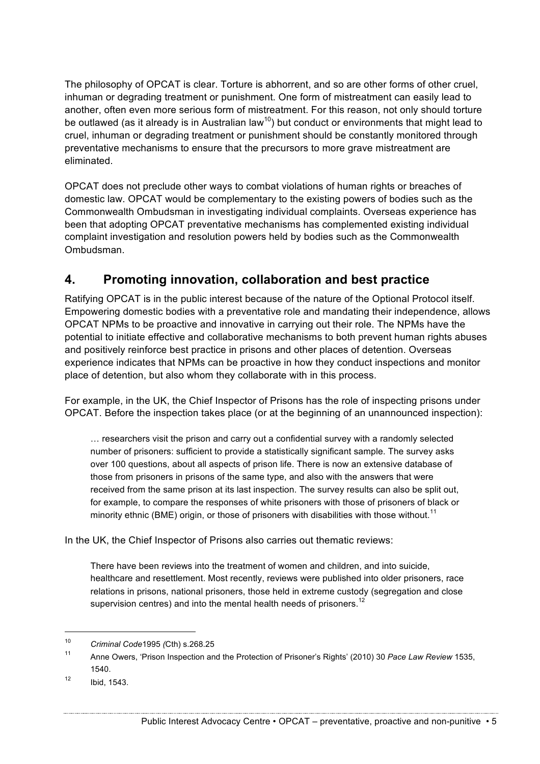The philosophy of OPCAT is clear. Torture is abhorrent, and so are other forms of other cruel, inhuman or degrading treatment or punishment. One form of mistreatment can easily lead to another, often even more serious form of mistreatment. For this reason, not only should torture be outlawed (as it already is in Australian law[10]) but conduct or environments that might lead to cruel, inhuman or degrading treatment or punishment should be constantly monitored through preventative mechanisms to ensure that the precursors to more grave mistreatment are eliminated.

OPCAT does not preclude other ways to combat violations of human rights or breaches of domestic law. OPCAT would be complementary to the existing powers of bodies such as the Commonwealth Ombudsman in investigating individual complaints. Overseas experience has been that adopting OPCAT preventative mechanisms has complemented existing individual complaint investigation and resolution powers held by bodies such as the Commonwealth Ombudsman.

## 4. Promoting innovation, collaboration and best practice

Ratifying OPCAT is in the public interest because of the nature of the Optional Protocol itself. Empowering domestic bodies with a preventative role and mandating their independence, allows OPCAT NPMs to be proactive and innovative in carrying out their role. The NPMs have the potential to initiate effective and collaborative mechanisms to both prevent human rights abuses and positively reinforce best practice in prisons and other places of detention. Overseas experience indicates that NPMs can be proactive in how they conduct inspections and monitor place of detention, but also whom they collaborate with in this process.

For example, in the UK, the Chief Inspector of Prisons has the role of inspecting prisons under OPCAT. Before the inspection takes place (or at the beginning of an unannounced inspection):

> … researchers visit the prison and carry out a confidential survey with a randomly selected number of prisoners: sufficient to provide a statistically significant sample. The survey asks over 100 questions, about all aspects of prison life. There is now an extensive database of those from prisoners in prisons of the same type, and also with the answers that were received from the same prison at its last inspection. The survey results can also be split out, for example, to compare the responses of white prisoners with those of prisoners of black or minority ethnic (BME) origin, or those of prisoners with disabilities with those without.[11]

In the UK, the Chief Inspector of Prisons also carries out thematic reviews:

> There have been reviews into the treatment of women and children, and into suicide, healthcare and resettlement. Most recently, reviews were published into older prisoners, race relations in prisons, national prisoners, those held in extreme custody (segregation and close supervision centres) and into the mental health needs of prisoners.[12]

---

[10] *Criminal Code*1995 *(*Cth) s.268.25

[11] Anne Owers, 'Prison Inspection and the Protection of Prisoner's Rights' (2010) 30 *Pace Law Review* 1535, 1540.

[12] Ibid, 1543.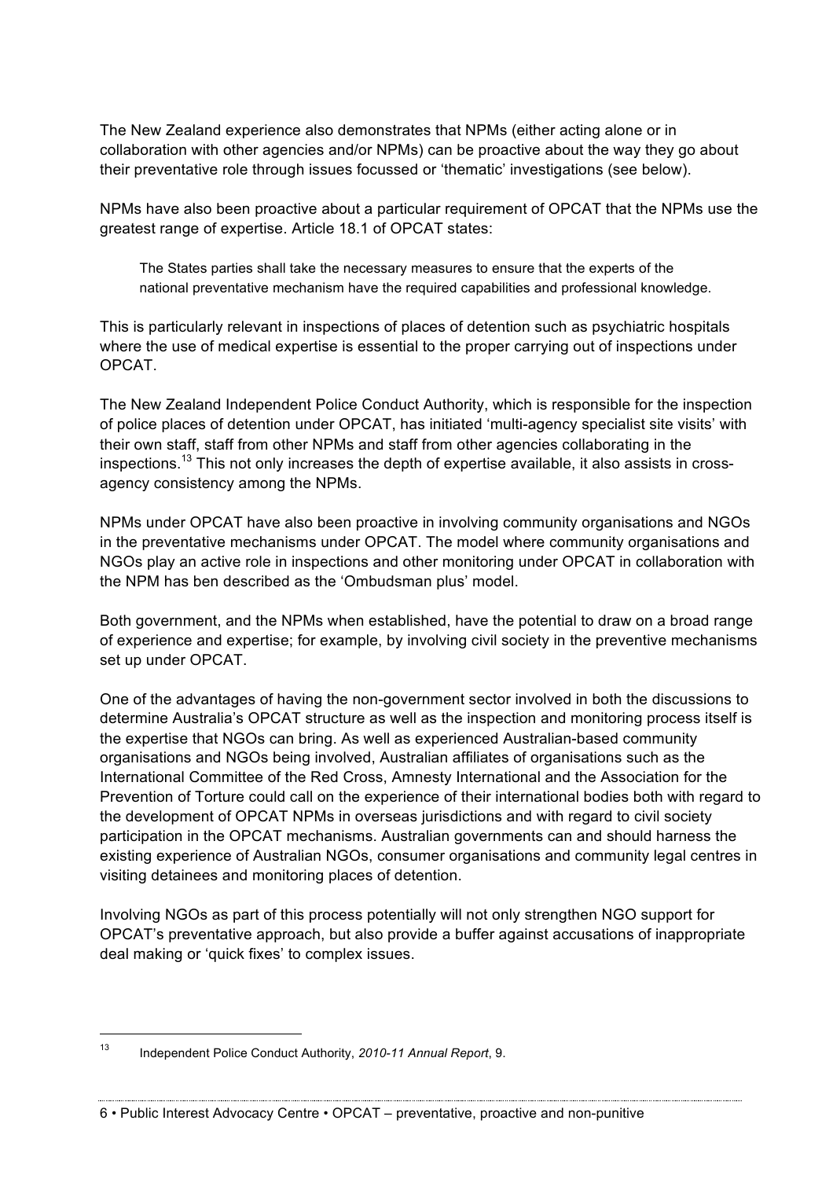The New Zealand experience also demonstrates that NPMs (either acting alone or in collaboration with other agencies and/or NPMs) can be proactive about the way they go about their preventative role through issues focussed or 'thematic' investigations (see below).

NPMs have also been proactive about a particular requirement of OPCAT that the NPMs use the greatest range of expertise. Article 18.1 of OPCAT states:

> The States parties shall take the necessary measures to ensure that the experts of the national preventative mechanism have the required capabilities and professional knowledge.

This is particularly relevant in inspections of places of detention such as psychiatric hospitals where the use of medical expertise is essential to the proper carrying out of inspections under OPCAT.

The New Zealand Independent Police Conduct Authority, which is responsible for the inspection of police places of detention under OPCAT, has initiated 'multi-agency specialist site visits' with their own staff, staff from other NPMs and staff from other agencies collaborating in the inspections.[13] This not only increases the depth of expertise available, it also assists in cross-agency consistency among the NPMs.

NPMs under OPCAT have also been proactive in involving community organisations and NGOs in the preventative mechanisms under OPCAT. The model where community organisations and NGOs play an active role in inspections and other monitoring under OPCAT in collaboration with the NPM has ben described as the 'Ombudsman plus' model.

Both government, and the NPMs when established, have the potential to draw on a broad range of experience and expertise; for example, by involving civil society in the preventive mechanisms set up under OPCAT.

One of the advantages of having the non-government sector involved in both the discussions to determine Australia's OPCAT structure as well as the inspection and monitoring process itself is the expertise that NGOs can bring. As well as experienced Australian-based community organisations and NGOs being involved, Australian affiliates of organisations such as the International Committee of the Red Cross, Amnesty International and the Association for the Prevention of Torture could call on the experience of their international bodies both with regard to the development of OPCAT NPMs in overseas jurisdictions and with regard to civil society participation in the OPCAT mechanisms. Australian governments can and should harness the existing experience of Australian NGOs, consumer organisations and community legal centres in visiting detainees and monitoring places of detention.

Involving NGOs as part of this process potentially will not only strengthen NGO support for OPCAT's preventative approach, but also provide a buffer against accusations of inappropriate deal making or 'quick fixes' to complex issues.

---

[13] Independent Police Conduct Authority, *2010-11 Annual Report*, 9.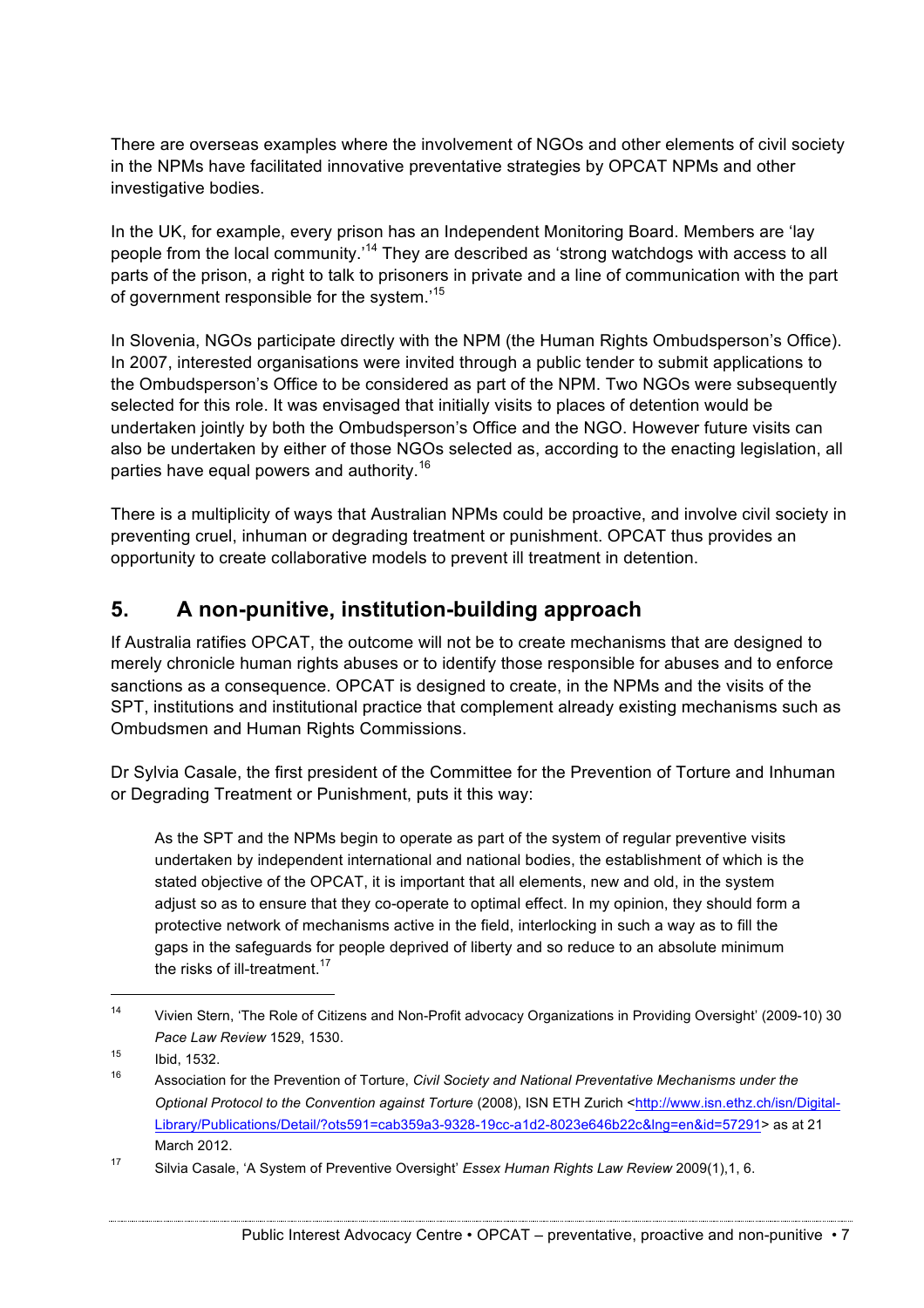There are overseas examples where the involvement of NGOs and other elements of civil society in the NPMs have facilitated innovative preventative strategies by OPCAT NPMs and other investigative bodies.

In the UK, for example, every prison has an Independent Monitoring Board. Members are 'lay people from the local community.'[14] They are described as 'strong watchdogs with access to all parts of the prison, a right to talk to prisoners in private and a line of communication with the part of government responsible for the system.'[15]

In Slovenia, NGOs participate directly with the NPM (the Human Rights Ombudsperson's Office). In 2007, interested organisations were invited through a public tender to submit applications to the Ombudsperson's Office to be considered as part of the NPM. Two NGOs were subsequently selected for this role. It was envisaged that initially visits to places of detention would be undertaken jointly by both the Ombudsperson's Office and the NGO. However future visits can also be undertaken by either of those NGOs selected as, according to the enacting legislation, all parties have equal powers and authority.[16]

There is a multiplicity of ways that Australian NPMs could be proactive, and involve civil society in preventing cruel, inhuman or degrading treatment or punishment. OPCAT thus provides an opportunity to create collaborative models to prevent ill treatment in detention.

## 5. A non-punitive, institution-building approach

If Australia ratifies OPCAT, the outcome will not be to create mechanisms that are designed to merely chronicle human rights abuses or to identify those responsible for abuses and to enforce sanctions as a consequence. OPCAT is designed to create, in the NPMs and the visits of the SPT, institutions and institutional practice that complement already existing mechanisms such as Ombudsmen and Human Rights Commissions.

Dr Sylvia Casale, the first president of the Committee for the Prevention of Torture and Inhuman or Degrading Treatment or Punishment, puts it this way:

> As the SPT and the NPMs begin to operate as part of the system of regular preventive visits undertaken by independent international and national bodies, the establishment of which is the stated objective of the OPCAT, it is important that all elements, new and old, in the system adjust so as to ensure that they co-operate to optimal effect. In my opinion, they should form a protective network of mechanisms active in the field, interlocking in such a way as to fill the gaps in the safeguards for people deprived of liberty and so reduce to an absolute minimum the risks of ill-treatment.[17]

---

[14] Vivien Stern, 'The Role of Citizens and Non-Profit advocacy Organizations in Providing Oversight' (2009-10) 30 *Pace Law Review* 1529, 1530.

[15] Ibid, 1532.

[16] Association for the Prevention of Torture, *Civil Society and National Preventative Mechanisms under the Optional Protocol to the Convention against Torture* (2008), ISN ETH Zurich <http://www.isn.ethz.ch/isn/Digital-Library/Publications/Detail/?ots591=cab359a3-9328-19cc-a1d2-8023e646b22c&lng=en&id=57291> as at 21 March 2012.

[17] Silvia Casale, 'A System of Preventive Oversight' *Essex Human Rights Law Review* 2009(1),1, 6.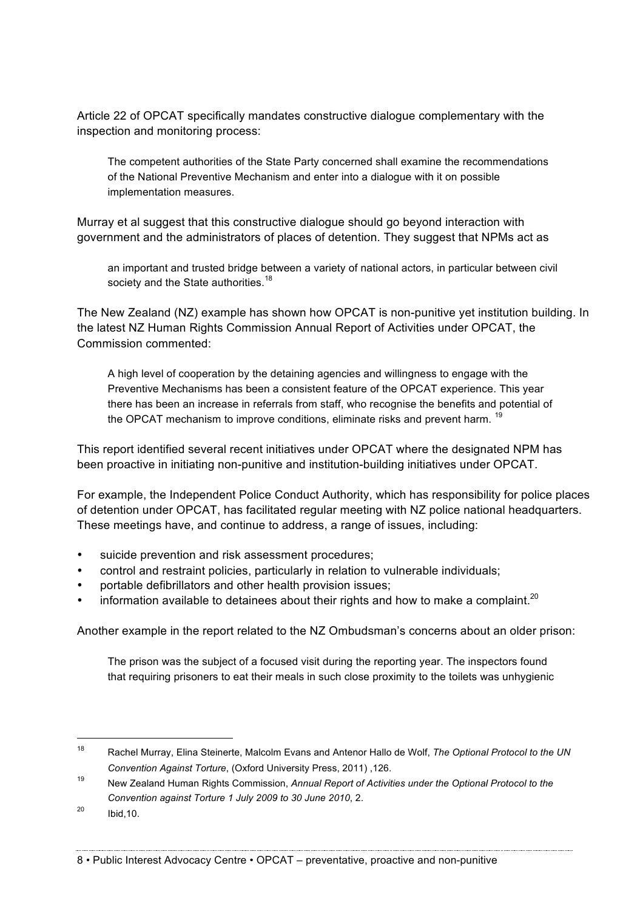Article 22 of OPCAT specifically mandates constructive dialogue complementary with the inspection and monitoring process:

> The competent authorities of the State Party concerned shall examine the recommendations of the National Preventive Mechanism and enter into a dialogue with it on possible implementation measures.

Murray et al suggest that this constructive dialogue should go beyond interaction with government and the administrators of places of detention. They suggest that NPMs act as

> an important and trusted bridge between a variety of national actors, in particular between civil society and the State authorities.[18]

The New Zealand (NZ) example has shown how OPCAT is non-punitive yet institution building. In the latest NZ Human Rights Commission Annual Report of Activities under OPCAT, the Commission commented:

> A high level of cooperation by the detaining agencies and willingness to engage with the Preventive Mechanisms has been a consistent feature of the OPCAT experience. This year there has been an increase in referrals from staff, who recognise the benefits and potential of the OPCAT mechanism to improve conditions, eliminate risks and prevent harm. [19]

This report identified several recent initiatives under OPCAT where the designated NPM has been proactive in initiating non-punitive and institution-building initiatives under OPCAT.

For example, the Independent Police Conduct Authority, which has responsibility for police places of detention under OPCAT, has facilitated regular meeting with NZ police national headquarters. These meetings have, and continue to address, a range of issues, including:

- suicide prevention and risk assessment procedures;
- control and restraint policies, particularly in relation to vulnerable individuals;
- portable defibrillators and other health provision issues;
- information available to detainees about their rights and how to make a complaint.[20]

Another example in the report related to the NZ Ombudsman's concerns about an older prison:

> The prison was the subject of a focused visit during the reporting year. The inspectors found that requiring prisoners to eat their meals in such close proximity to the toilets was unhygienic

---

[18] Rachel Murray, Elina Steinerte, Malcolm Evans and Antenor Hallo de Wolf, *The Optional Protocol to the UN Convention Against Torture*, (Oxford University Press, 2011) ,126.

[19] New Zealand Human Rights Commission, *Annual Report of Activities under the Optional Protocol to the Convention against Torture 1 July 2009 to 30 June 2010*, 2.

[20] Ibid,10.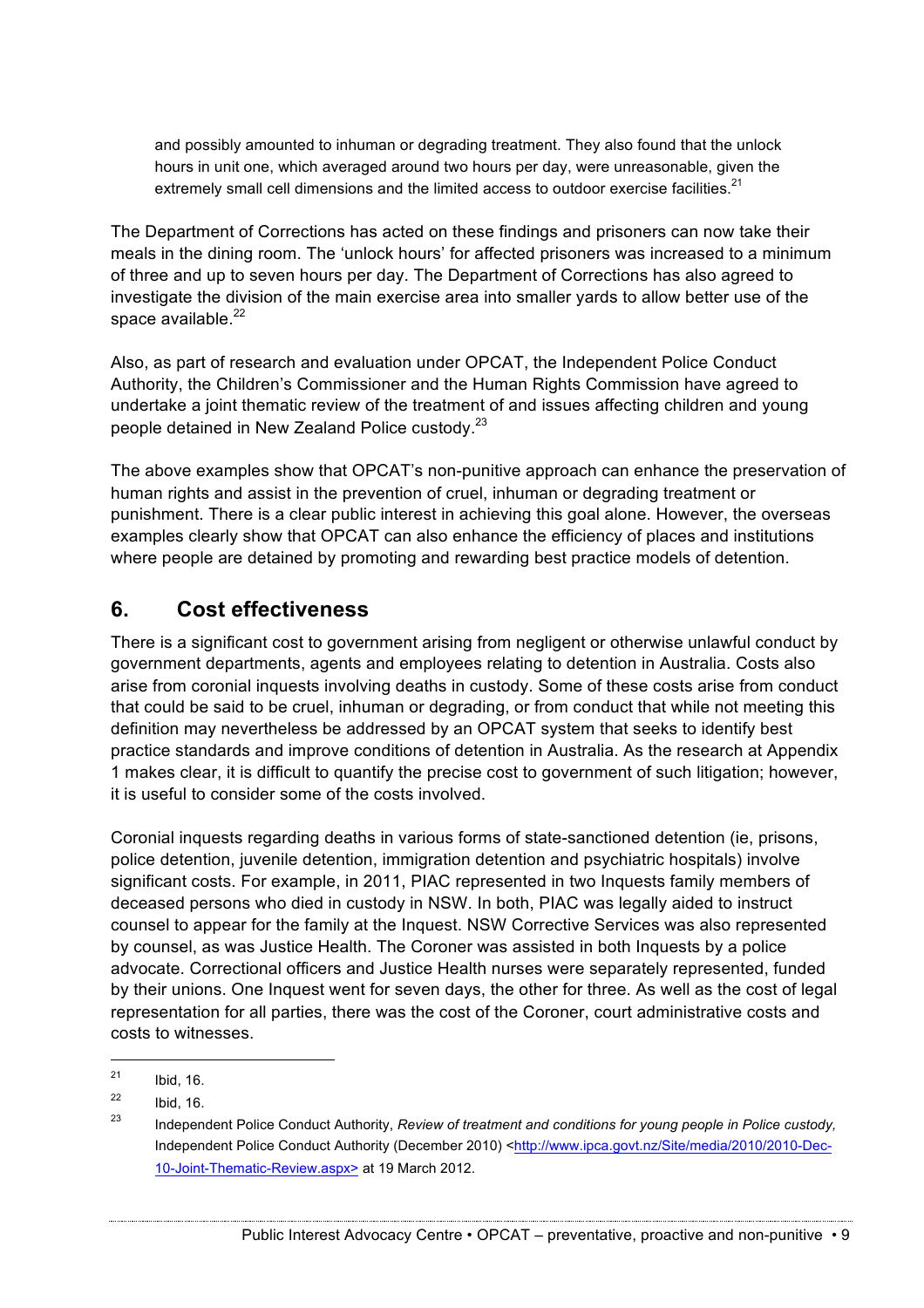> and possibly amounted to inhuman or degrading treatment. They also found that the unlock hours in unit one, which averaged around two hours per day, were unreasonable, given the extremely small cell dimensions and the limited access to outdoor exercise facilities.[21]

The Department of Corrections has acted on these findings and prisoners can now take their meals in the dining room. The 'unlock hours' for affected prisoners was increased to a minimum of three and up to seven hours per day. The Department of Corrections has also agreed to investigate the division of the main exercise area into smaller yards to allow better use of the space available.[22]

Also, as part of research and evaluation under OPCAT, the Independent Police Conduct Authority, the Children's Commissioner and the Human Rights Commission have agreed to undertake a joint thematic review of the treatment of and issues affecting children and young people detained in New Zealand Police custody.[23]

The above examples show that OPCAT's non-punitive approach can enhance the preservation of human rights and assist in the prevention of cruel, inhuman or degrading treatment or punishment. There is a clear public interest in achieving this goal alone. However, the overseas examples clearly show that OPCAT can also enhance the efficiency of places and institutions where people are detained by promoting and rewarding best practice models of detention.

## 6. Cost effectiveness

There is a significant cost to government arising from negligent or otherwise unlawful conduct by government departments, agents and employees relating to detention in Australia. Costs also arise from coronial inquests involving deaths in custody. Some of these costs arise from conduct that could be said to be cruel, inhuman or degrading, or from conduct that while not meeting this definition may nevertheless be addressed by an OPCAT system that seeks to identify best practice standards and improve conditions of detention in Australia. As the research at Appendix 1 makes clear, it is difficult to quantify the precise cost to government of such litigation; however, it is useful to consider some of the costs involved.

Coronial inquests regarding deaths in various forms of state-sanctioned detention (ie, prisons, police detention, juvenile detention, immigration detention and psychiatric hospitals) involve significant costs. For example, in 2011, PIAC represented in two Inquests family members of deceased persons who died in custody in NSW. In both, PIAC was legally aided to instruct counsel to appear for the family at the Inquest. NSW Corrective Services was also represented by counsel, as was Justice Health. The Coroner was assisted in both Inquests by a police advocate. Correctional officers and Justice Health nurses were separately represented, funded by their unions. One Inquest went for seven days, the other for three. As well as the cost of legal representation for all parties, there was the cost of the Coroner, court administrative costs and costs to witnesses.

---

[21] Ibid, 16.

[22] Ibid, 16.

[23] Independent Police Conduct Authority, *Review of treatment and conditions for young people in Police custody,* Independent Police Conduct Authority (December 2010) <http://www.ipca.govt.nz/Site/media/2010/2010-Dec-10-Joint-Thematic-Review.aspx> at 19 March 2012.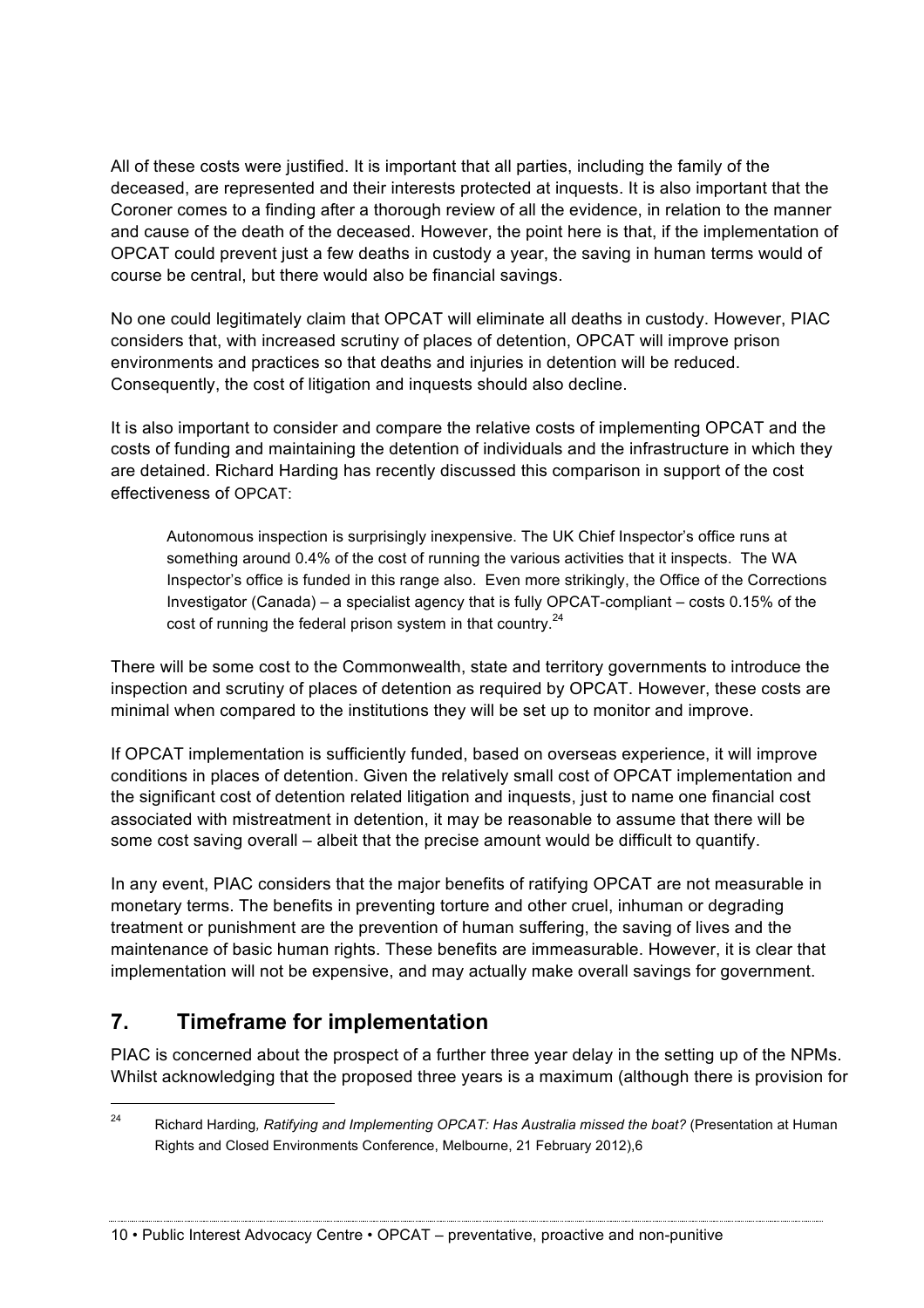All of these costs were justified. It is important that all parties, including the family of the deceased, are represented and their interests protected at inquests. It is also important that the Coroner comes to a finding after a thorough review of all the evidence, in relation to the manner and cause of the death of the deceased. However, the point here is that, if the implementation of OPCAT could prevent just a few deaths in custody a year, the saving in human terms would of course be central, but there would also be financial savings.

No one could legitimately claim that OPCAT will eliminate all deaths in custody. However, PIAC considers that, with increased scrutiny of places of detention, OPCAT will improve prison environments and practices so that deaths and injuries in detention will be reduced. Consequently, the cost of litigation and inquests should also decline.

It is also important to consider and compare the relative costs of implementing OPCAT and the costs of funding and maintaining the detention of individuals and the infrastructure in which they are detained. Richard Harding has recently discussed this comparison in support of the cost effectiveness of OPCAT:

> Autonomous inspection is surprisingly inexpensive. The UK Chief Inspector's office runs at something around 0.4% of the cost of running the various activities that it inspects. The WA Inspector's office is funded in this range also. Even more strikingly, the Office of the Corrections Investigator (Canada) – a specialist agency that is fully OPCAT-compliant – costs 0.15% of the cost of running the federal prison system in that country.[24]

There will be some cost to the Commonwealth, state and territory governments to introduce the inspection and scrutiny of places of detention as required by OPCAT. However, these costs are minimal when compared to the institutions they will be set up to monitor and improve.

If OPCAT implementation is sufficiently funded, based on overseas experience, it will improve conditions in places of detention. Given the relatively small cost of OPCAT implementation and the significant cost of detention related litigation and inquests, just to name one financial cost associated with mistreatment in detention, it may be reasonable to assume that there will be some cost saving overall – albeit that the precise amount would be difficult to quantify.

In any event, PIAC considers that the major benefits of ratifying OPCAT are not measurable in monetary terms. The benefits in preventing torture and other cruel, inhuman or degrading treatment or punishment are the prevention of human suffering, the saving of lives and the maintenance of basic human rights. These benefits are immeasurable. However, it is clear that implementation will not be expensive, and may actually make overall savings for government.

## 7. Timeframe for implementation

PIAC is concerned about the prospect of a further three year delay in the setting up of the NPMs. Whilst acknowledging that the proposed three years is a maximum (although there is provision for

---

[24] Richard Harding, *Ratifying and Implementing OPCAT: Has Australia missed the boat?* (Presentation at Human Rights and Closed Environments Conference, Melbourne, 21 February 2012),6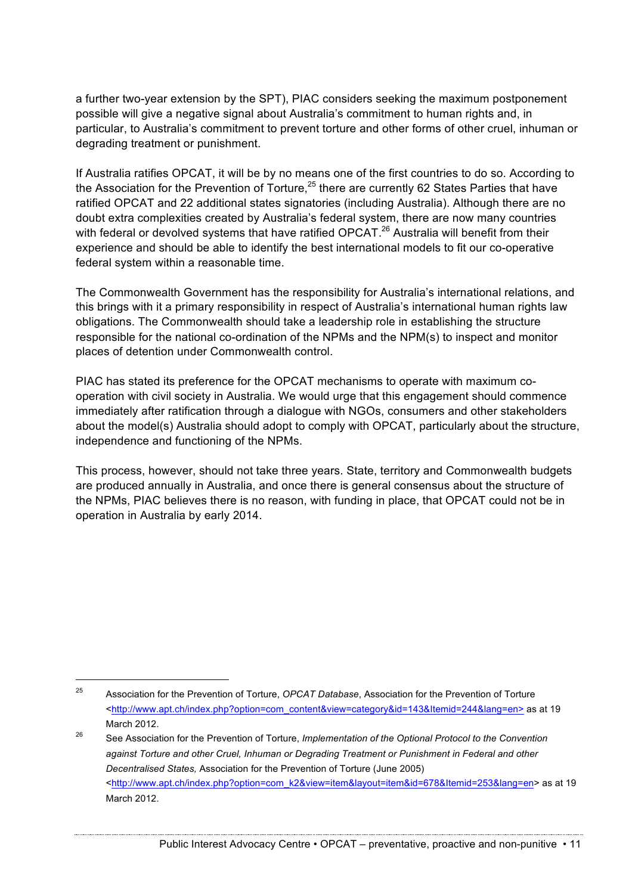a further two-year extension by the SPT), PIAC considers seeking the maximum postponement possible will give a negative signal about Australia's commitment to human rights and, in particular, to Australia's commitment to prevent torture and other forms of other cruel, inhuman or degrading treatment or punishment.

If Australia ratifies OPCAT, it will be by no means one of the first countries to do so. According to the Association for the Prevention of Torture,[25] there are currently 62 States Parties that have ratified OPCAT and 22 additional states signatories (including Australia). Although there are no doubt extra complexities created by Australia's federal system, there are now many countries with federal or devolved systems that have ratified OPCAT.[26] Australia will benefit from their experience and should be able to identify the best international models to fit our co-operative federal system within a reasonable time.

The Commonwealth Government has the responsibility for Australia's international relations, and this brings with it a primary responsibility in respect of Australia's international human rights law obligations. The Commonwealth should take a leadership role in establishing the structure responsible for the national co-ordination of the NPMs and the NPM(s) to inspect and monitor places of detention under Commonwealth control.

PIAC has stated its preference for the OPCAT mechanisms to operate with maximum co-operation with civil society in Australia. We would urge that this engagement should commence immediately after ratification through a dialogue with NGOs, consumers and other stakeholders about the model(s) Australia should adopt to comply with OPCAT, particularly about the structure, independence and functioning of the NPMs.

This process, however, should not take three years. State, territory and Commonwealth budgets are produced annually in Australia, and once there is general consensus about the structure of the NPMs, PIAC believes there is no reason, with funding in place, that OPCAT could not be in operation in Australia by early 2014.

---

[25] Association for the Prevention of Torture, *OPCAT Database*, Association for the Prevention of Torture <http://www.apt.ch/index.php?option=com_content&view=category&id=143&Itemid=244&lang=en> as at 19 March 2012.

[26] See Association for the Prevention of Torture, *Implementation of the Optional Protocol to the Convention against Torture and other Cruel, Inhuman or Degrading Treatment or Punishment in Federal and other Decentralised States,* Association for the Prevention of Torture (June 2005) <http://www.apt.ch/index.php?option=com_k2&view=item&layout=item&id=678&Itemid=253&lang=en> as at 19 March 2012.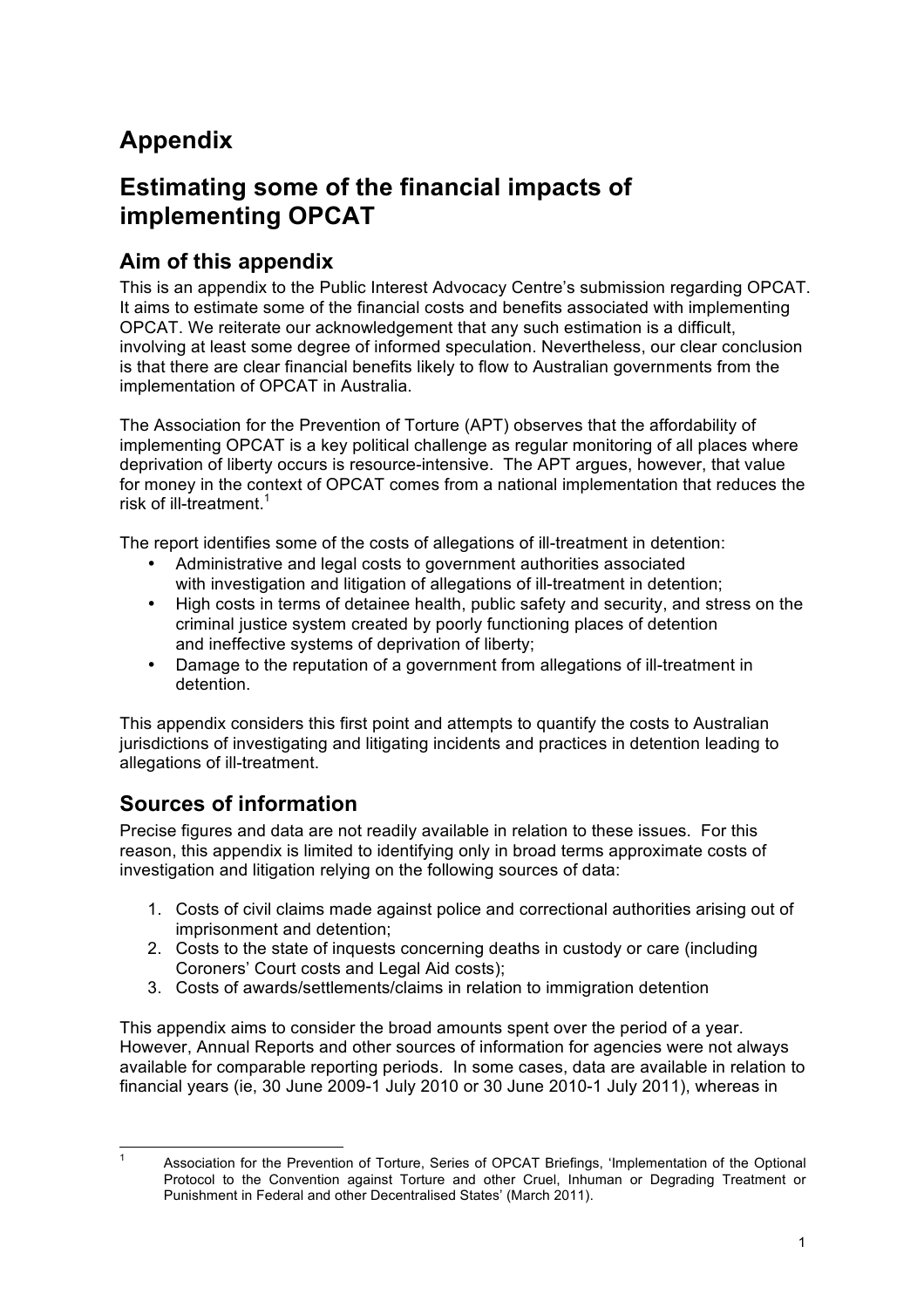# Appendix

# Estimating some of the financial impacts of implementing OPCAT

## Aim of this appendix

This is an appendix to the Public Interest Advocacy Centre's submission regarding OPCAT. It aims to estimate some of the financial costs and benefits associated with implementing OPCAT. We reiterate our acknowledgement that any such estimation is a difficult, involving at least some degree of informed speculation. Nevertheless, our clear conclusion is that there are clear financial benefits likely to flow to Australian governments from the implementation of OPCAT in Australia.

The Association for the Prevention of Torture (APT) observes that the affordability of implementing OPCAT is a key political challenge as regular monitoring of all places where deprivation of liberty occurs is resource-intensive. The APT argues, however, that value for money in the context of OPCAT comes from a national implementation that reduces the risk of ill-treatment.[1]

The report identifies some of the costs of allegations of ill-treatment in detention:

- Administrative and legal costs to government authorities associated with investigation and litigation of allegations of ill-treatment in detention;
- High costs in terms of detainee health, public safety and security, and stress on the criminal justice system created by poorly functioning places of detention and ineffective systems of deprivation of liberty;
- Damage to the reputation of a government from allegations of ill-treatment in detention.

This appendix considers this first point and attempts to quantify the costs to Australian jurisdictions of investigating and litigating incidents and practices in detention leading to allegations of ill-treatment.

## Sources of information

Precise figures and data are not readily available in relation to these issues. For this reason, this appendix is limited to identifying only in broad terms approximate costs of investigation and litigation relying on the following sources of data:

1. Costs of civil claims made against police and correctional authorities arising out of imprisonment and detention;
2. Costs to the state of inquests concerning deaths in custody or care (including Coroners' Court costs and Legal Aid costs);
3. Costs of awards/settlements/claims in relation to immigration detention

This appendix aims to consider the broad amounts spent over the period of a year. However, Annual Reports and other sources of information for agencies were not always available for comparable reporting periods. In some cases, data are available in relation to financial years (ie, 30 June 2009-1 July 2010 or 30 June 2010-1 July 2011), whereas in

---

[1] Association for the Prevention of Torture, Series of OPCAT Briefings, 'Implementation of the Optional Protocol to the Convention against Torture and other Cruel, Inhuman or Degrading Treatment or Punishment in Federal and other Decentralised States' (March 2011).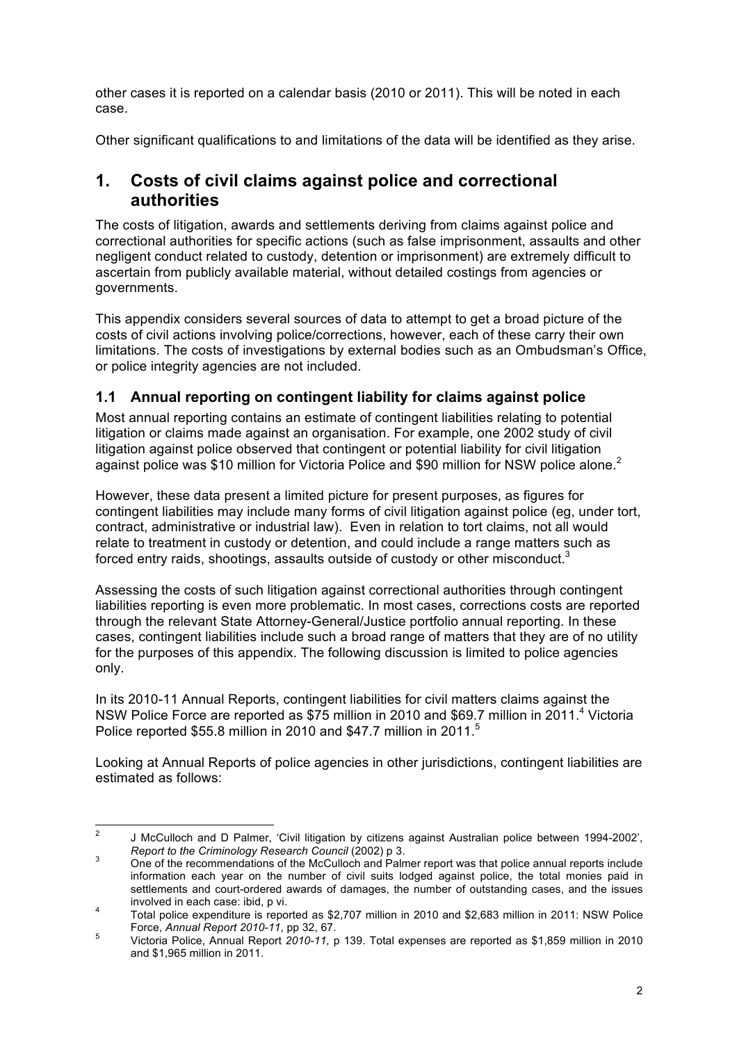other cases it is reported on a calendar basis (2010 or 2011). This will be noted in each case.

Other significant qualifications to and limitations of the data will be identified as they arise.

# 1. Costs of civil claims against police and correctional authorities

The costs of litigation, awards and settlements deriving from claims against police and correctional authorities for specific actions (such as false imprisonment, assaults and other negligent conduct related to custody, detention or imprisonment) are extremely difficult to ascertain from publicly available material, without detailed costings from agencies or governments.

This appendix considers several sources of data to attempt to get a broad picture of the costs of civil actions involving police/corrections, however, each of these carry their own limitations. The costs of investigations by external bodies such as an Ombudsman's Office, or police integrity agencies are not included.

## 1.1 Annual reporting on contingent liability for claims against police

Most annual reporting contains an estimate of contingent liabilities relating to potential litigation or claims made against an organisation. For example, one 2002 study of civil litigation against police observed that contingent or potential liability for civil litigation against police was $10 million for Victoria Police and $90 million for NSW police alone.[2]

However, these data present a limited picture for present purposes, as figures for contingent liabilities may include many forms of civil litigation against police (eg, under tort, contract, administrative or industrial law). Even in relation to tort claims, not all would relate to treatment in custody or detention, and could include a range matters such as forced entry raids, shootings, assaults outside of custody or other misconduct.[3]

Assessing the costs of such litigation against correctional authorities through contingent liabilities reporting is even more problematic. In most cases, corrections costs are reported through the relevant State Attorney-General/Justice portfolio annual reporting. In these cases, contingent liabilities include such a broad range of matters that they are of no utility for the purposes of this appendix. The following discussion is limited to police agencies only.

In its 2010-11 Annual Reports, contingent liabilities for civil matters claims against the NSW Police Force are reported as $75 million in 2010 and $69.7 million in 2011.[4] Victoria Police reported $55.8 million in 2010 and $47.7 million in 2011.[5]

Looking at Annual Reports of police agencies in other jurisdictions, contingent liabilities are estimated as follows:

---

[2] J McCulloch and D Palmer, 'Civil litigation by citizens against Australian police between 1994-2002', *Report to the Criminology Research Council* (2002) p 3.

[3] One of the recommendations of the McCulloch and Palmer report was that police annual reports include information each year on the number of civil suits lodged against police, the total monies paid in settlements and court-ordered awards of damages, the number of outstanding cases, and the issues involved in each case: ibid, p vi.

[4] Total police expenditure is reported as $2,707 million in 2010 and $2,683 million in 2011: NSW Police Force, *Annual Report 2010-11*, pp 32, 67.

[5] Victoria Police, Annual Report *2010-11,* p 139. Total expenses are reported as $1,859 million in 2010 and $1,965 million in 2011.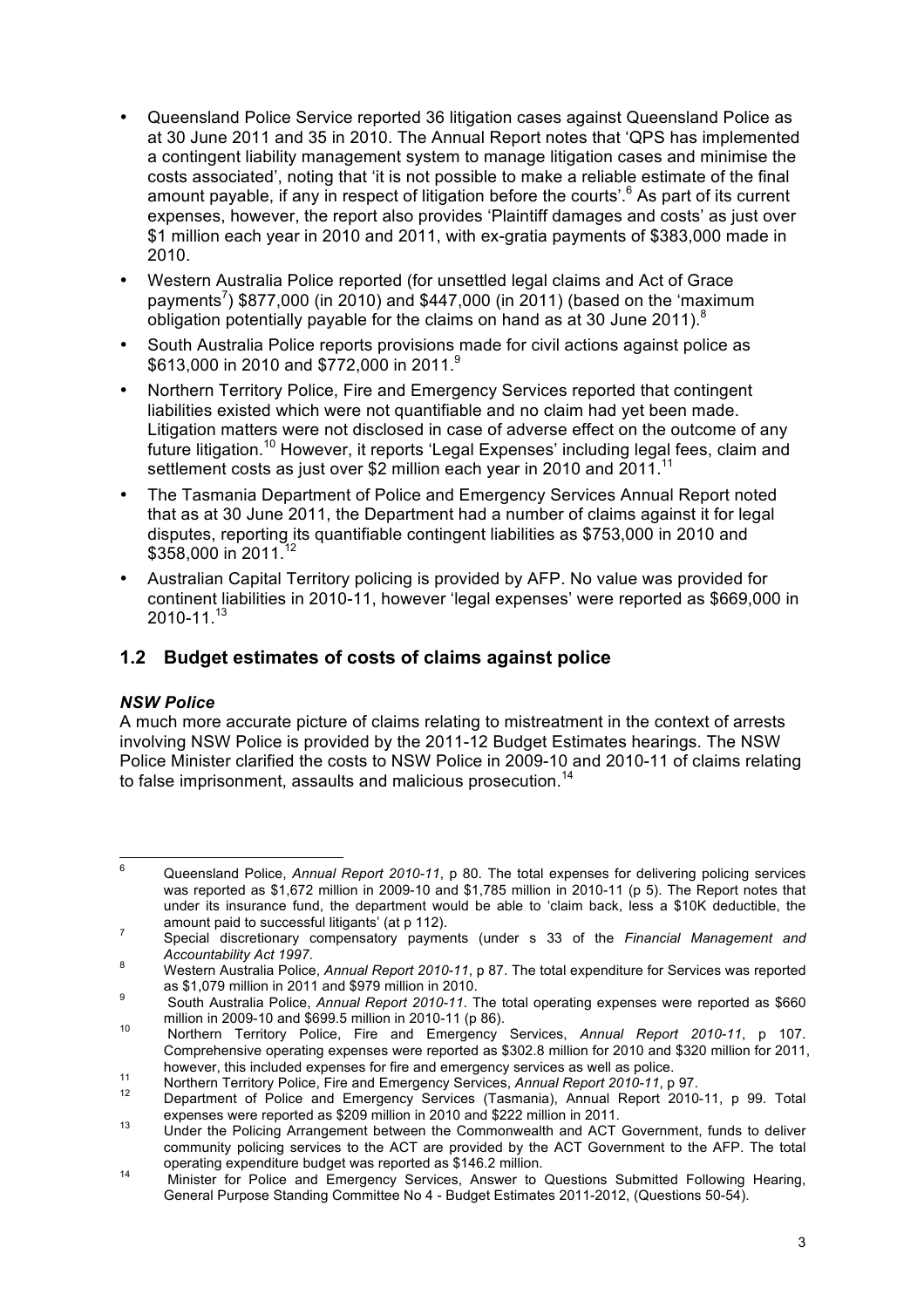- Queensland Police Service reported 36 litigation cases against Queensland Police as at 30 June 2011 and 35 in 2010. The Annual Report notes that 'QPS has implemented a contingent liability management system to manage litigation cases and minimise the costs associated', noting that 'it is not possible to make a reliable estimate of the final amount payable, if any in respect of litigation before the courts'.[6] As part of its current expenses, however, the report also provides 'Plaintiff damages and costs' as just over $1 million each year in 2010 and 2011, with ex-gratia payments of $383,000 made in 2010.
- Western Australia Police reported (for unsettled legal claims and Act of Grace payments[7]) $877,000 (in 2010) and $447,000 (in 2011) (based on the 'maximum obligation potentially payable for the claims on hand as at 30 June 2011).[8]
- South Australia Police reports provisions made for civil actions against police as $613,000 in 2010 and $772,000 in 2011.[9]
- Northern Territory Police, Fire and Emergency Services reported that contingent liabilities existed which were not quantifiable and no claim had yet been made. Litigation matters were not disclosed in case of adverse effect on the outcome of any future litigation.[10] However, it reports 'Legal Expenses' including legal fees, claim and settlement costs as just over $2 million each year in 2010 and 2011.[11]
- The Tasmania Department of Police and Emergency Services Annual Report noted that as at 30 June 2011, the Department had a number of claims against it for legal disputes, reporting its quantifiable contingent liabilities as $753,000 in 2010 and $358,000 in 2011.[12]
- Australian Capital Territory policing is provided by AFP. No value was provided for continent liabilities in 2010-11, however 'legal expenses' were reported as $669,000 in 2010-11.[13]

## 1.2 Budget estimates of costs of claims against police

***NSW Police***

A much more accurate picture of claims relating to mistreatment in the context of arrests involving NSW Police is provided by the 2011-12 Budget Estimates hearings. The NSW Police Minister clarified the costs to NSW Police in 2009-10 and 2010-11 of claims relating to false imprisonment, assaults and malicious prosecution.[14]

---

[6] Queensland Police, *Annual Report 2010-11*, p 80. The total expenses for delivering policing services was reported as $1,672 million in 2009-10 and $1,785 million in 2010-11 (p 5). The Report notes that under its insurance fund, the department would be able to 'claim back, less a $10K deductible, the amount paid to successful litigants' (at p 112).

[7] Special discretionary compensatory payments (under s 33 of the *Financial Management and Accountability Act 1997*.

[8] Western Australia Police, *Annual Report 2010-11*, p 87. The total expenditure for Services was reported as $1,079 million in 2011 and $979 million in 2010.

[9] South Australia Police, *Annual Report 2010-11*. The total operating expenses were reported as $660 million in 2009-10 and $699.5 million in 2010-11 (p 86).

[10] Northern Territory Police, Fire and Emergency Services, *Annual Report 2010-11*, p 107. Comprehensive operating expenses were reported as $302.8 million for 2010 and $320 million for 2011, however, this included expenses for fire and emergency services as well as police.

[11] Northern Territory Police, Fire and Emergency Services, *Annual Report 2010-11*, p 97.

[12] Department of Police and Emergency Services (Tasmania), Annual Report 2010-11, p 99. Total expenses were reported as $209 million in 2010 and $222 million in 2011.

[13] Under the Policing Arrangement between the Commonwealth and ACT Government, funds to deliver community policing services to the ACT are provided by the ACT Government to the AFP. The total operating expenditure budget was reported as $146.2 million.

[14] Minister for Police and Emergency Services, Answer to Questions Submitted Following Hearing, General Purpose Standing Committee No 4 - Budget Estimates 2011-2012, (Questions 50-54).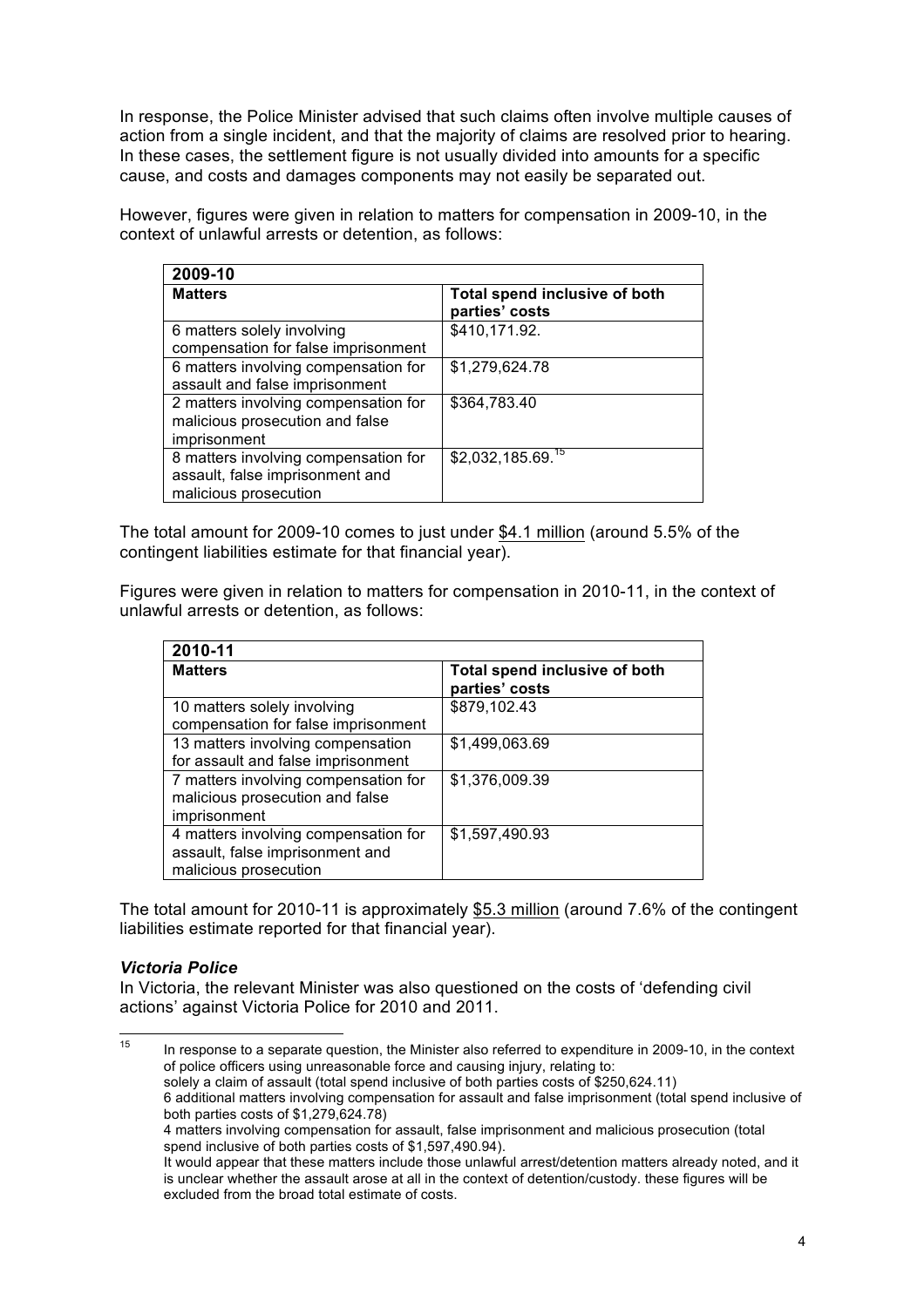In response, the Police Minister advised that such claims often involve multiple causes of action from a single incident, and that the majority of claims are resolved prior to hearing. In these cases, the settlement figure is not usually divided into amounts for a specific cause, and costs and damages components may not easily be separated out.

However, figures were given in relation to matters for compensation in 2009-10, in the context of unlawful arrests or detention, as follows:

| **2009-10** | |
|---|---|
| **Matters** | **Total spend inclusive of both parties' costs** |
| 6 matters solely involving compensation for false imprisonment | $410,171.92. |
| 6 matters involving compensation for assault and false imprisonment | $1,279,624.78 |
| 2 matters involving compensation for malicious prosecution and false imprisonment | $364,783.40 |
| 8 matters involving compensation for assault, false imprisonment and malicious prosecution | $2,032,185.69.[15] |

The total amount for 2009-10 comes to just under <u>$4.1 million</u> (around 5.5% of the contingent liabilities estimate for that financial year).

Figures were given in relation to matters for compensation in 2010-11, in the context of unlawful arrests or detention, as follows:

| **2010-11** | |
|---|---|
| **Matters** | **Total spend inclusive of both parties' costs** |
| 10 matters solely involving compensation for false imprisonment | $879,102.43 |
| 13 matters involving compensation for assault and false imprisonment | $1,499,063.69 |
| 7 matters involving compensation for malicious prosecution and false imprisonment | $1,376,009.39 |
| 4 matters involving compensation for assault, false imprisonment and malicious prosecution | $1,597,490.93 |

The total amount for 2010-11 is approximately <u>$5.3 million</u> (around 7.6% of the contingent liabilities estimate reported for that financial year).

### *Victoria Police*

In Victoria, the relevant Minister was also questioned on the costs of 'defending civil actions' against Victoria Police for 2010 and 2011.

---

[15] In response to a separate question, the Minister also referred to expenditure in 2009-10, in the context of police officers using unreasonable force and causing injury, relating to:
solely a claim of assault (total spend inclusive of both parties costs of $250,624.11)
6 additional matters involving compensation for assault and false imprisonment (total spend inclusive of both parties costs of $1,279,624.78)
4 matters involving compensation for assault, false imprisonment and malicious prosecution (total spend inclusive of both parties costs of $1,597,490.94).
It would appear that these matters include those unlawful arrest/detention matters already noted, and it is unclear whether the assault arose at all in the context of detention/custody. these figures will be excluded from the broad total estimate of costs.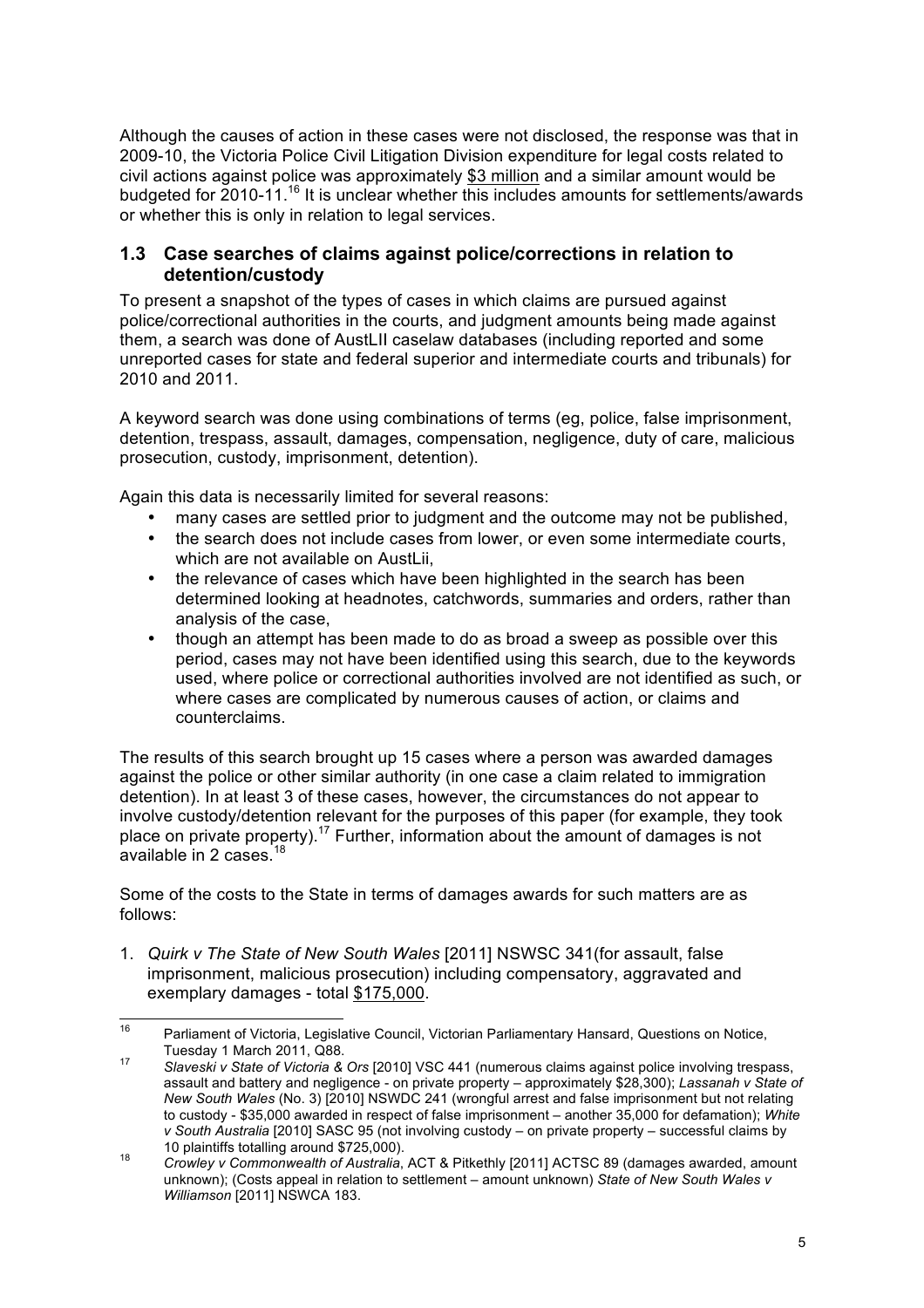Although the causes of action in these cases were not disclosed, the response was that in 2009-10, the Victoria Police Civil Litigation Division expenditure for legal costs related to civil actions against police was approximately $3 million and a similar amount would be budgeted for 2010-11.[16] It is unclear whether this includes amounts for settlements/awards or whether this is only in relation to legal services.

## 1.3 Case searches of claims against police/corrections in relation to detention/custody

To present a snapshot of the types of cases in which claims are pursued against police/correctional authorities in the courts, and judgment amounts being made against them, a search was done of AustLII caselaw databases (including reported and some unreported cases for state and federal superior and intermediate courts and tribunals) for 2010 and 2011.

A keyword search was done using combinations of terms (eg, police, false imprisonment, detention, trespass, assault, damages, compensation, negligence, duty of care, malicious prosecution, custody, imprisonment, detention).

Again this data is necessarily limited for several reasons:

- many cases are settled prior to judgment and the outcome may not be published,
- the search does not include cases from lower, or even some intermediate courts, which are not available on AustLii,
- the relevance of cases which have been highlighted in the search has been determined looking at headnotes, catchwords, summaries and orders, rather than analysis of the case,
- though an attempt has been made to do as broad a sweep as possible over this period, cases may not have been identified using this search, due to the keywords used, where police or correctional authorities involved are not identified as such, or where cases are complicated by numerous causes of action, or claims and counterclaims.

The results of this search brought up 15 cases where a person was awarded damages against the police or other similar authority (in one case a claim related to immigration detention). In at least 3 of these cases, however, the circumstances do not appear to involve custody/detention relevant for the purposes of this paper (for example, they took place on private property).[17] Further, information about the amount of damages is not available in 2 cases.[18]

Some of the costs to the State in terms of damages awards for such matters are as follows:

1. *Quirk v The State of New South Wales* [2011] NSWSC 341(for assault, false imprisonment, malicious prosecution) including compensatory, aggravated and exemplary damages - total $175,000.

---

[16] Parliament of Victoria, Legislative Council, Victorian Parliamentary Hansard, Questions on Notice, Tuesday 1 March 2011, Q88.

[17] *Slaveski v State of Victoria & Ors* [2010] VSC 441 (numerous claims against police involving trespass, assault and battery and negligence - on private property – approximately $28,300); *Lassanah v State of New South Wales* (No. 3) [2010] NSWDC 241 (wrongful arrest and false imprisonment but not relating to custody - $35,000 awarded in respect of false imprisonment – another 35,000 for defamation); *White v South Australia* [2010] SASC 95 (not involving custody – on private property – successful claims by 10 plaintiffs totalling around $725,000).

[18] *Crowley v Commonwealth of Australia*, ACT & Pitkethly [2011] ACTSC 89 (damages awarded, amount unknown); (Costs appeal in relation to settlement – amount unknown) *State of New South Wales v Williamson* [2011] NSWCA 183.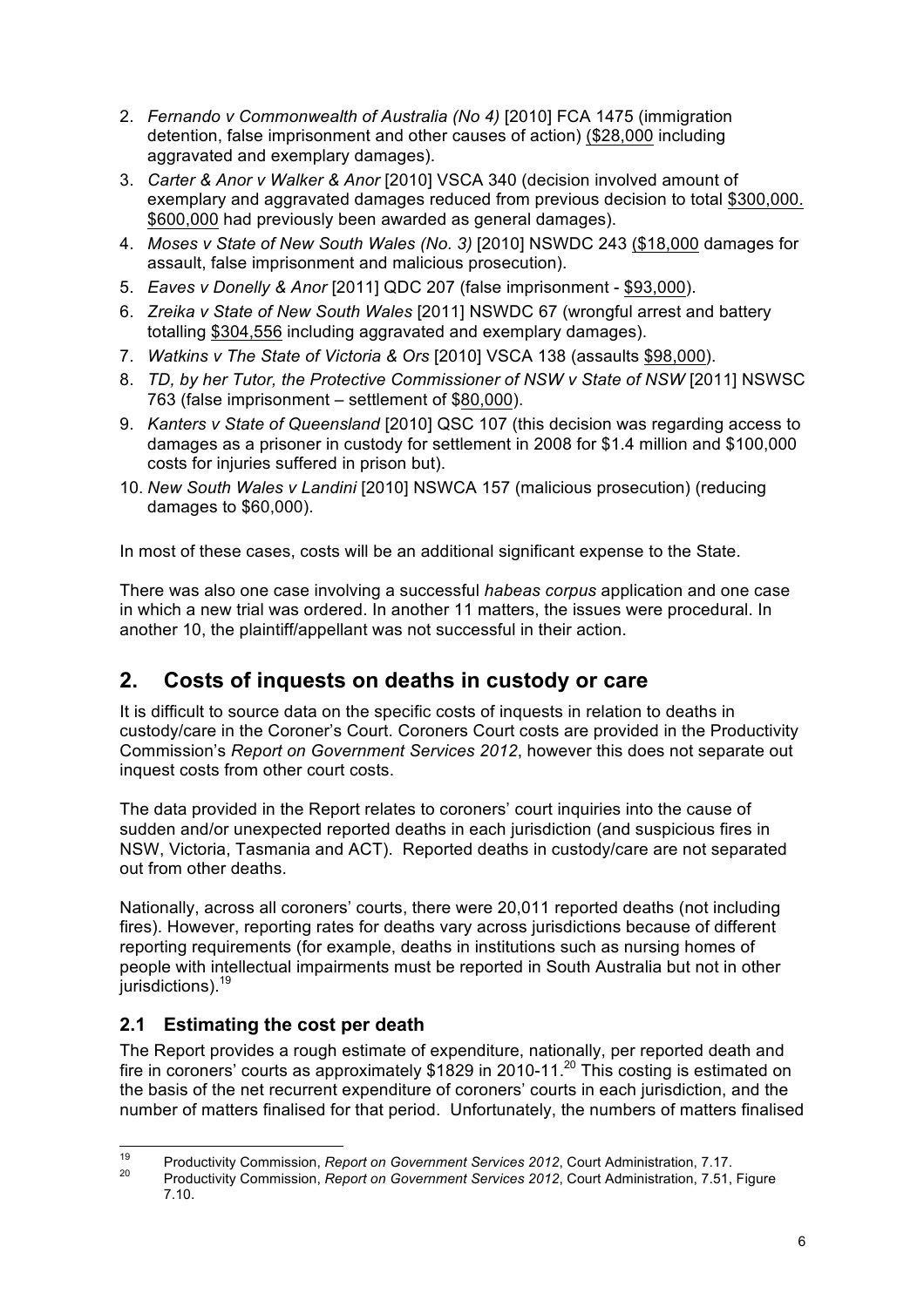2. *Fernando v Commonwealth of Australia (No 4)* [2010] FCA 1475 (immigration detention, false imprisonment and other causes of action) (\$28,000 including aggravated and exemplary damages).
3. *Carter & Anor v Walker & Anor* [2010] VSCA 340 (decision involved amount of exemplary and aggravated damages reduced from previous decision to total \$300,000. \$600,000 had previously been awarded as general damages).
4. *Moses v State of New South Wales (No. 3)* [2010] NSWDC 243 (\$18,000 damages for assault, false imprisonment and malicious prosecution).
5. *Eaves v Donelly & Anor* [2011] QDC 207 (false imprisonment - \$93,000).
6. *Zreika v State of New South Wales* [2011] NSWDC 67 (wrongful arrest and battery totalling \$304,556 including aggravated and exemplary damages).
7. *Watkins v The State of Victoria & Ors* [2010] VSCA 138 (assaults \$98,000).
8. *TD, by her Tutor, the Protective Commissioner of NSW v State of NSW* [2011] NSWSC 763 (false imprisonment – settlement of \$80,000).
9. *Kanters v State of Queensland* [2010] QSC 107 (this decision was regarding access to damages as a prisoner in custody for settlement in 2008 for \$1.4 million and \$100,000 costs for injuries suffered in prison but).
10. *New South Wales v Landini* [2010] NSWCA 157 (malicious prosecution) (reducing damages to \$60,000).

In most of these cases, costs will be an additional significant expense to the State.

There was also one case involving a successful *habeas corpus* application and one case in which a new trial was ordered. In another 11 matters, the issues were procedural. In another 10, the plaintiff/appellant was not successful in their action.

## 2. Costs of inquests on deaths in custody or care

It is difficult to source data on the specific costs of inquests in relation to deaths in custody/care in the Coroner's Court. Coroners Court costs are provided in the Productivity Commission's *Report on Government Services 2012*, however this does not separate out inquest costs from other court costs.

The data provided in the Report relates to coroners' court inquiries into the cause of sudden and/or unexpected reported deaths in each jurisdiction (and suspicious fires in NSW, Victoria, Tasmania and ACT). Reported deaths in custody/care are not separated out from other deaths.

Nationally, across all coroners' courts, there were 20,011 reported deaths (not including fires). However, reporting rates for deaths vary across jurisdictions because of different reporting requirements (for example, deaths in institutions such as nursing homes of people with intellectual impairments must be reported in South Australia but not in other jurisdictions).[19]

### 2.1 Estimating the cost per death

The Report provides a rough estimate of expenditure, nationally, per reported death and fire in coroners' courts as approximately \$1829 in 2010-11.[20] This costing is estimated on the basis of the net recurrent expenditure of coroners' courts in each jurisdiction, and the number of matters finalised for that period. Unfortunately, the numbers of matters finalised

---

[19] Productivity Commission, *Report on Government Services 2012*, Court Administration, 7.17.

[20] Productivity Commission, *Report on Government Services 2012*, Court Administration, 7.51, Figure 7.10.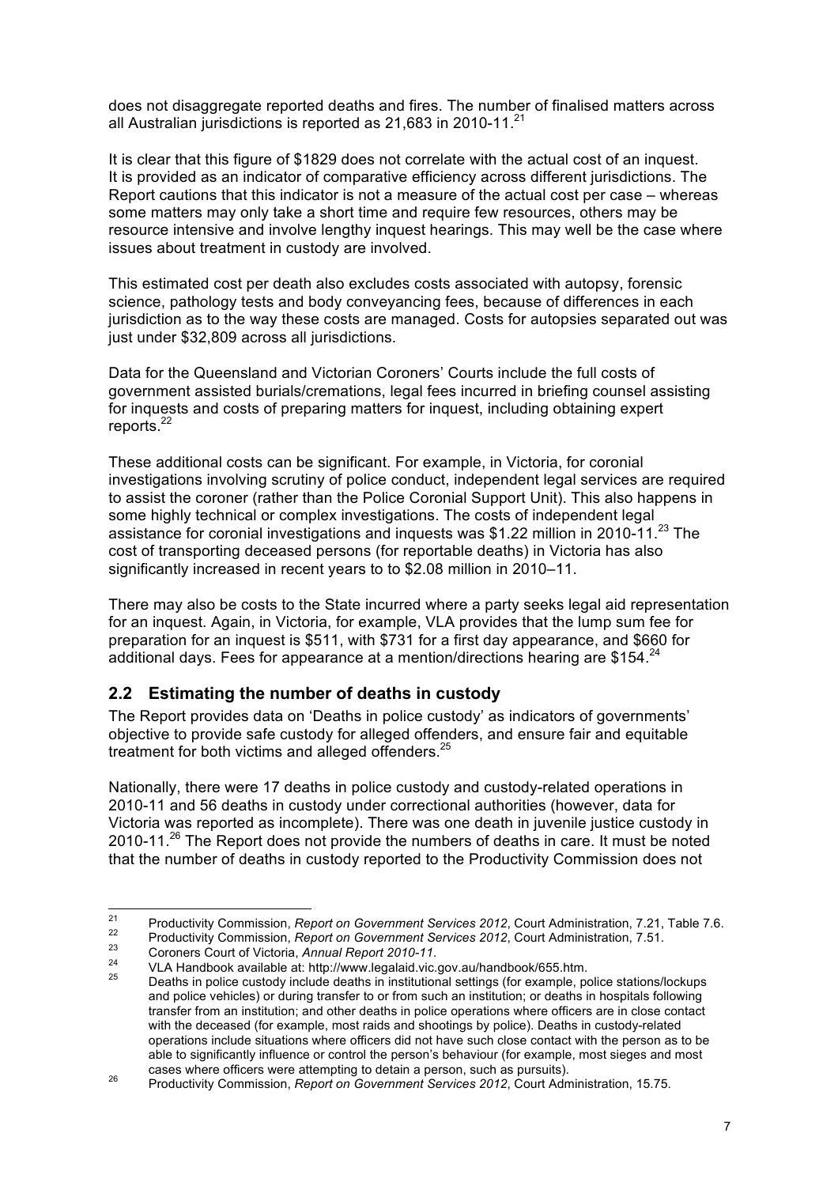does not disaggregate reported deaths and fires. The number of finalised matters across all Australian jurisdictions is reported as 21,683 in 2010-11.[21]

It is clear that this figure of $1829 does not correlate with the actual cost of an inquest. It is provided as an indicator of comparative efficiency across different jurisdictions. The Report cautions that this indicator is not a measure of the actual cost per case – whereas some matters may only take a short time and require few resources, others may be resource intensive and involve lengthy inquest hearings. This may well be the case where issues about treatment in custody are involved.

This estimated cost per death also excludes costs associated with autopsy, forensic science, pathology tests and body conveyancing fees, because of differences in each jurisdiction as to the way these costs are managed. Costs for autopsies separated out was just under $32,809 across all jurisdictions.

Data for the Queensland and Victorian Coroners' Courts include the full costs of government assisted burials/cremations, legal fees incurred in briefing counsel assisting for inquests and costs of preparing matters for inquest, including obtaining expert reports.[22]

These additional costs can be significant. For example, in Victoria, for coronial investigations involving scrutiny of police conduct, independent legal services are required to assist the coroner (rather than the Police Coronial Support Unit). This also happens in some highly technical or complex investigations. The costs of independent legal assistance for coronial investigations and inquests was $1.22 million in 2010-11.[23] The cost of transporting deceased persons (for reportable deaths) in Victoria has also significantly increased in recent years to to $2.08 million in 2010–11.

There may also be costs to the State incurred where a party seeks legal aid representation for an inquest. Again, in Victoria, for example, VLA provides that the lump sum fee for preparation for an inquest is $511, with $731 for a first day appearance, and $660 for additional days. Fees for appearance at a mention/directions hearing are $154.[24]

## 2.2 Estimating the number of deaths in custody

The Report provides data on 'Deaths in police custody' as indicators of governments' objective to provide safe custody for alleged offenders, and ensure fair and equitable treatment for both victims and alleged offenders.[25]

Nationally, there were 17 deaths in police custody and custody-related operations in 2010-11 and 56 deaths in custody under correctional authorities (however, data for Victoria was reported as incomplete). There was one death in juvenile justice custody in 2010-11.[26] The Report does not provide the numbers of deaths in care. It must be noted that the number of deaths in custody reported to the Productivity Commission does not

---

[21] Productivity Commission, *Report on Government Services 2012*, Court Administration, 7.21, Table 7.6.

[22] Productivity Commission, *Report on Government Services 2012*, Court Administration, 7.51.

[23] Coroners Court of Victoria, *Annual Report 2010-11*.

[24] VLA Handbook available at: http://www.legalaid.vic.gov.au/handbook/655.htm.

[25] Deaths in police custody include deaths in institutional settings (for example, police stations/lockups and police vehicles) or during transfer to or from such an institution; or deaths in hospitals following transfer from an institution; and other deaths in police operations where officers are in close contact with the deceased (for example, most raids and shootings by police). Deaths in custody-related operations include situations where officers did not have such close contact with the person as to be able to significantly influence or control the person's behaviour (for example, most sieges and most cases where officers were attempting to detain a person, such as pursuits).

[26] Productivity Commission, *Report on Government Services 2012*, Court Administration, 15.75.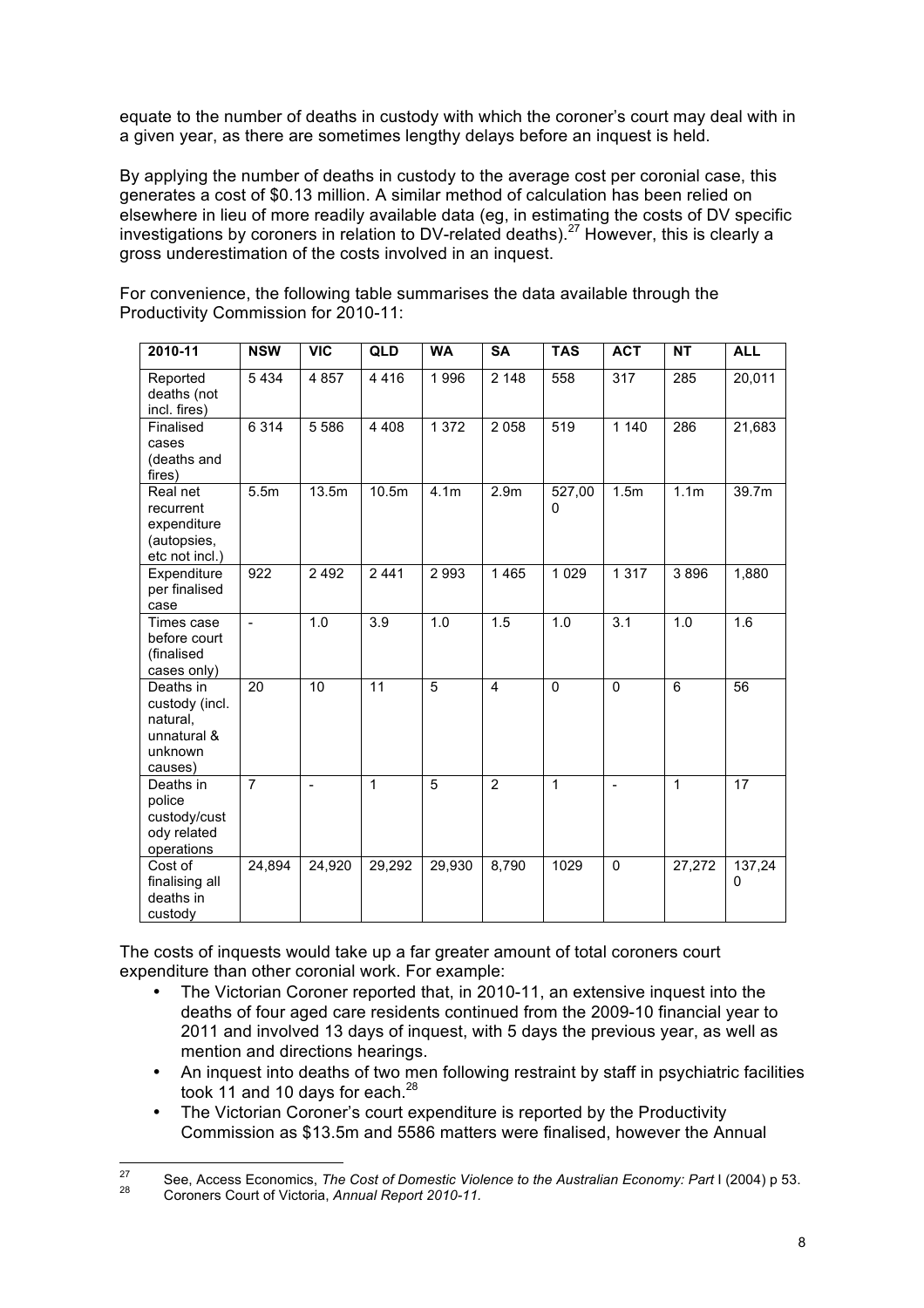equate to the number of deaths in custody with which the coroner's court may deal with in a given year, as there are sometimes lengthy delays before an inquest is held.

By applying the number of deaths in custody to the average cost per coronial case, this generates a cost of $0.13 million. A similar method of calculation has been relied on elsewhere in lieu of more readily available data (eg, in estimating the costs of DV specific investigations by coroners in relation to DV-related deaths).[27] However, this is clearly a gross underestimation of the costs involved in an inquest.

For convenience, the following table summarises the data available through the Productivity Commission for 2010-11:

| 2010-11 | NSW | VIC | QLD | WA | SA | TAS | ACT | NT | ALL |
|---|---|---|---|---|---|---|---|---|---|
| Reported deaths (not incl. fires) | 5 434 | 4 857 | 4 416 | 1 996 | 2 148 | 558 | 317 | 285 | 20,011 |
| Finalised cases (deaths and fires) | 6 314 | 5 586 | 4 408 | 1 372 | 2 058 | 519 | 1 140 | 286 | 21,683 |
| Real net recurrent expenditure (autopsies, etc not incl.) | 5.5m | 13.5m | 10.5m | 4.1m | 2.9m | 527,000 | 1.5m | 1.1m | 39.7m |
| Expenditure per finalised case | 922 | 2 492 | 2 441 | 2 993 | 1 465 | 1 029 | 1 317 | 3 896 | 1,880 |
| Times case before court (finalised cases only) | - | 1.0 | 3.9 | 1.0 | 1.5 | 1.0 | 3.1 | 1.0 | 1.6 |
| Deaths in custody (incl. natural, unnatural & unknown causes) | 20 | 10 | 11 | 5 | 4 | 0 | 0 | 6 | 56 |
| Deaths in police custody/custody related operations | 7 | - | 1 | 5 | 2 | 1 | - | 1 | 17 |
| Cost of finalising all deaths in custody | 24,894 | 24,920 | 29,292 | 29,930 | 8,790 | 1029 | 0 | 27,272 | 137,240 |

The costs of inquests would take up a far greater amount of total coroners court expenditure than other coronial work. For example:

- The Victorian Coroner reported that, in 2010-11, an extensive inquest into the deaths of four aged care residents continued from the 2009-10 financial year to 2011 and involved 13 days of inquest, with 5 days the previous year, as well as mention and directions hearings.
- An inquest into deaths of two men following restraint by staff in psychiatric facilities took 11 and 10 days for each.[28]
- The Victorian Coroner's court expenditure is reported by the Productivity Commission as $13.5m and 5586 matters were finalised, however the Annual

[27] See, Access Economics, *The Cost of Domestic Violence to the Australian Economy: Part* I (2004) p 53.

[28] Coroners Court of Victoria, *Annual Report 2010-11.*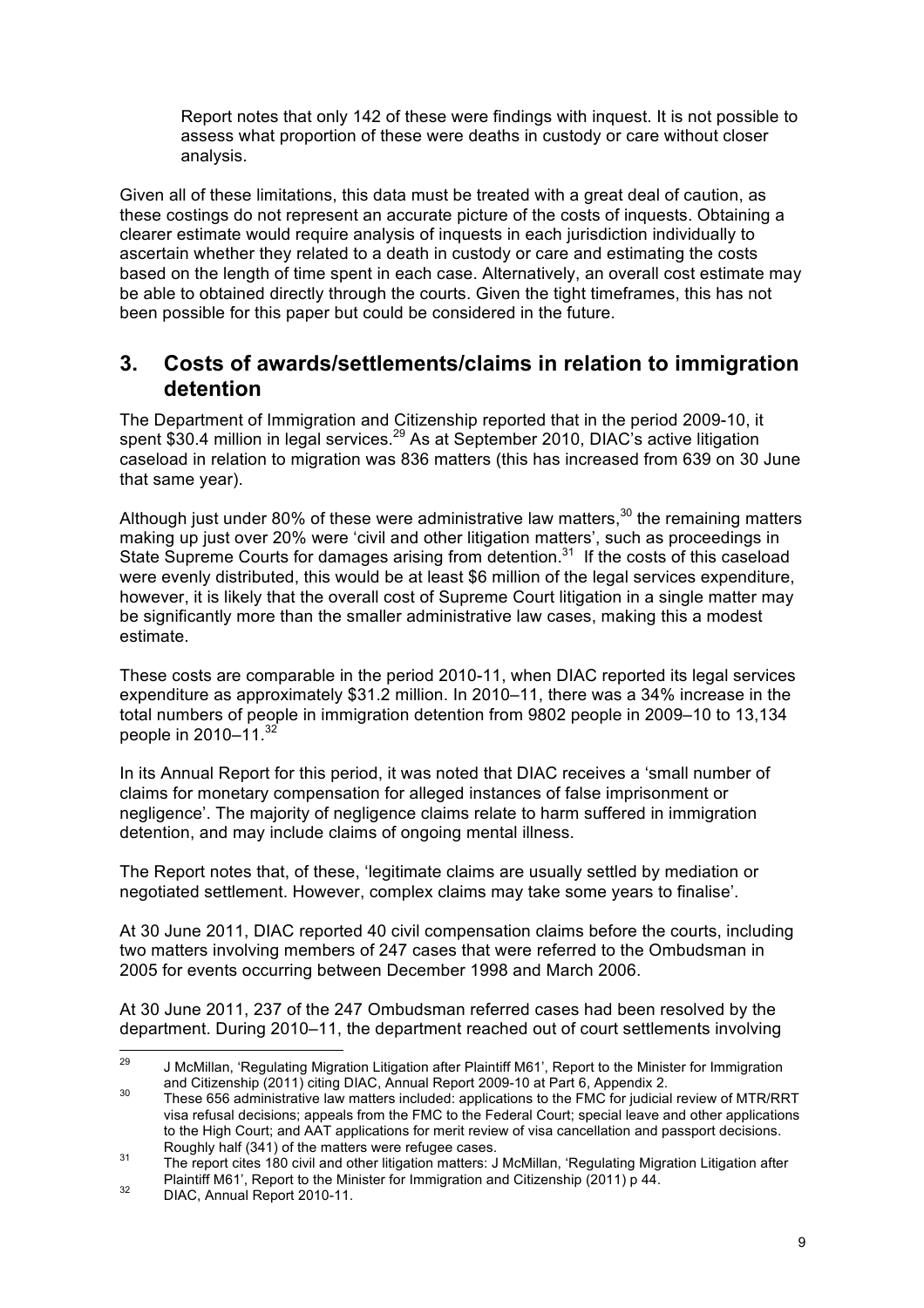Report notes that only 142 of these were findings with inquest. It is not possible to assess what proportion of these were deaths in custody or care without closer analysis.

Given all of these limitations, this data must be treated with a great deal of caution, as these costings do not represent an accurate picture of the costs of inquests. Obtaining a clearer estimate would require analysis of inquests in each jurisdiction individually to ascertain whether they related to a death in custody or care and estimating the costs based on the length of time spent in each case. Alternatively, an overall cost estimate may be able to obtained directly through the courts. Given the tight timeframes, this has not been possible for this paper but could be considered in the future.

## 3. Costs of awards/settlements/claims in relation to immigration detention

The Department of Immigration and Citizenship reported that in the period 2009-10, it spent $30.4 million in legal services.[29] As at September 2010, DIAC's active litigation caseload in relation to migration was 836 matters (this has increased from 639 on 30 June that same year).

Although just under 80% of these were administrative law matters,[30] the remaining matters making up just over 20% were 'civil and other litigation matters', such as proceedings in State Supreme Courts for damages arising from detention.[31] If the costs of this caseload were evenly distributed, this would be at least $6 million of the legal services expenditure, however, it is likely that the overall cost of Supreme Court litigation in a single matter may be significantly more than the smaller administrative law cases, making this a modest estimate.

These costs are comparable in the period 2010-11, when DIAC reported its legal services expenditure as approximately $31.2 million. In 2010–11, there was a 34% increase in the total numbers of people in immigration detention from 9802 people in 2009–10 to 13,134 people in 2010–11.[32]

In its Annual Report for this period, it was noted that DIAC receives a 'small number of claims for monetary compensation for alleged instances of false imprisonment or negligence'. The majority of negligence claims relate to harm suffered in immigration detention, and may include claims of ongoing mental illness.

The Report notes that, of these, 'legitimate claims are usually settled by mediation or negotiated settlement. However, complex claims may take some years to finalise'.

At 30 June 2011, DIAC reported 40 civil compensation claims before the courts, including two matters involving members of 247 cases that were referred to the Ombudsman in 2005 for events occurring between December 1998 and March 2006.

At 30 June 2011, 237 of the 247 Ombudsman referred cases had been resolved by the department. During 2010–11, the department reached out of court settlements involving

---

[29] J McMillan, 'Regulating Migration Litigation after Plaintiff M61', Report to the Minister for Immigration and Citizenship (2011) citing DIAC, Annual Report 2009-10 at Part 6, Appendix 2.

[30] These 656 administrative law matters included: applications to the FMC for judicial review of MTR/RRT visa refusal decisions; appeals from the FMC to the Federal Court; special leave and other applications to the High Court; and AAT applications for merit review of visa cancellation and passport decisions. Roughly half (341) of the matters were refugee cases.

[31] The report cites 180 civil and other litigation matters: J McMillan, 'Regulating Migration Litigation after Plaintiff M61', Report to the Minister for Immigration and Citizenship (2011) p 44.

[32] DIAC, Annual Report 2010-11.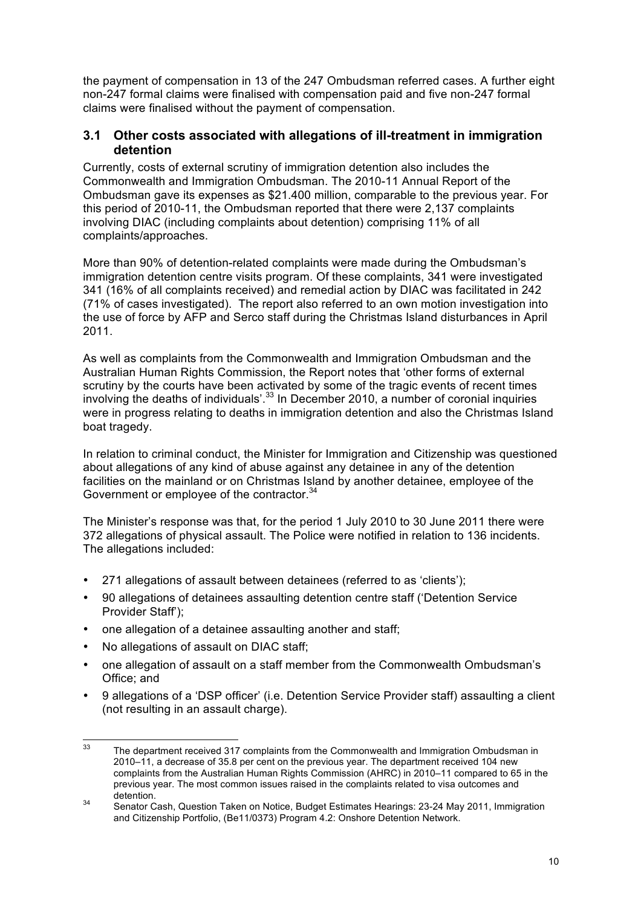the payment of compensation in 13 of the 247 Ombudsman referred cases. A further eight non-247 formal claims were finalised with compensation paid and five non-247 formal claims were finalised without the payment of compensation.

## 3.1 Other costs associated with allegations of ill-treatment in immigration detention

Currently, costs of external scrutiny of immigration detention also includes the Commonwealth and Immigration Ombudsman. The 2010-11 Annual Report of the Ombudsman gave its expenses as $21.400 million, comparable to the previous year. For this period of 2010-11, the Ombudsman reported that there were 2,137 complaints involving DIAC (including complaints about detention) comprising 11% of all complaints/approaches.

More than 90% of detention-related complaints were made during the Ombudsman's immigration detention centre visits program. Of these complaints, 341 were investigated 341 (16% of all complaints received) and remedial action by DIAC was facilitated in 242 (71% of cases investigated). The report also referred to an own motion investigation into the use of force by AFP and Serco staff during the Christmas Island disturbances in April 2011.

As well as complaints from the Commonwealth and Immigration Ombudsman and the Australian Human Rights Commission, the Report notes that 'other forms of external scrutiny by the courts have been activated by some of the tragic events of recent times involving the deaths of individuals'.[33] In December 2010, a number of coronial inquiries were in progress relating to deaths in immigration detention and also the Christmas Island boat tragedy.

In relation to criminal conduct, the Minister for Immigration and Citizenship was questioned about allegations of any kind of abuse against any detainee in any of the detention facilities on the mainland or on Christmas Island by another detainee, employee of the Government or employee of the contractor.[34]

The Minister's response was that, for the period 1 July 2010 to 30 June 2011 there were 372 allegations of physical assault. The Police were notified in relation to 136 incidents. The allegations included:

- 271 allegations of assault between detainees (referred to as 'clients');
- 90 allegations of detainees assaulting detention centre staff ('Detention Service Provider Staff');
- one allegation of a detainee assaulting another and staff;
- No allegations of assault on DIAC staff;
- one allegation of assault on a staff member from the Commonwealth Ombudsman's Office; and
- 9 allegations of a 'DSP officer' (i.e. Detention Service Provider staff) assaulting a client (not resulting in an assault charge).

---

[33] The department received 317 complaints from the Commonwealth and Immigration Ombudsman in 2010–11, a decrease of 35.8 per cent on the previous year. The department received 104 new complaints from the Australian Human Rights Commission (AHRC) in 2010–11 compared to 65 in the previous year. The most common issues raised in the complaints related to visa outcomes and detention.

[34] Senator Cash, Question Taken on Notice, Budget Estimates Hearings: 23-24 May 2011, Immigration and Citizenship Portfolio, (Be11/0373) Program 4.2: Onshore Detention Network.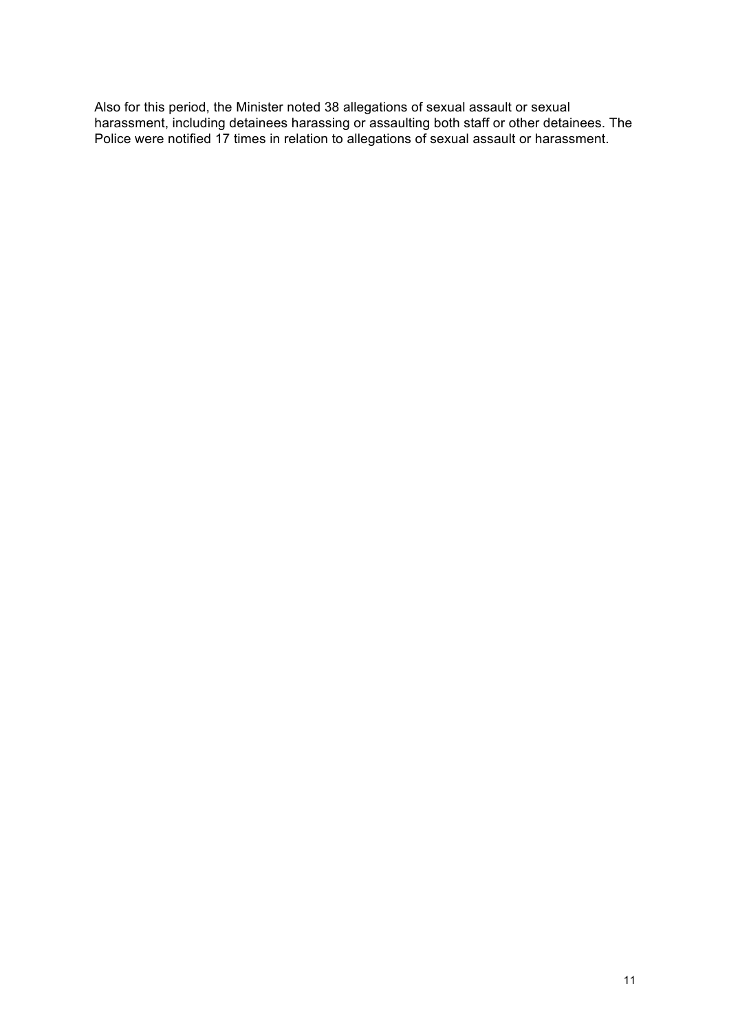Also for this period, the Minister noted 38 allegations of sexual assault or sexual harassment, including detainees harassing or assaulting both staff or other detainees. The Police were notified 17 times in relation to allegations of sexual assault or harassment.